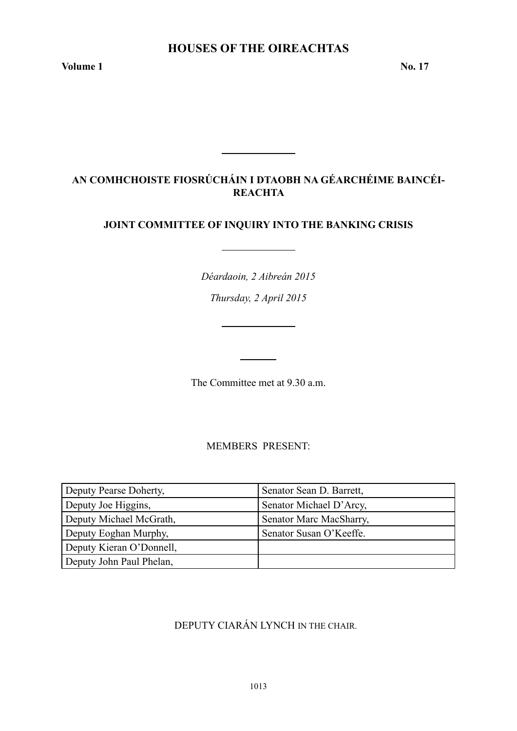# HOUSES OF THE OIREACHTAS

**Volume 1** **No. 17**

## AN COMHCHOISTE FIOSRÚCHÁIN I DTAOBH NA GÉARCHÉIME BAINCÉIREACHTA

## JOINT COMMITTEE OF INQUIRY INTO THE BANKING CRISIS

*Déardaoin, 2 Aibreán 2015*

*Thursday, 2 April 2015*

The Committee met at 9.30 a.m.

MEMBERS PRESENT:

| | |
|---|---|
| Deputy Pearse Doherty, | Senator Sean D. Barrett, |
| Deputy Joe Higgins, | Senator Michael D'Arcy, |
| Deputy Michael McGrath, | Senator Marc MacSharry, |
| Deputy Eoghan Murphy, | Senator Susan O'Keeffe. |
| Deputy Kieran O'Donnell, | |
| Deputy John Paul Phelan, | |

DEPUTY CIARÁN LYNCH IN THE CHAIR.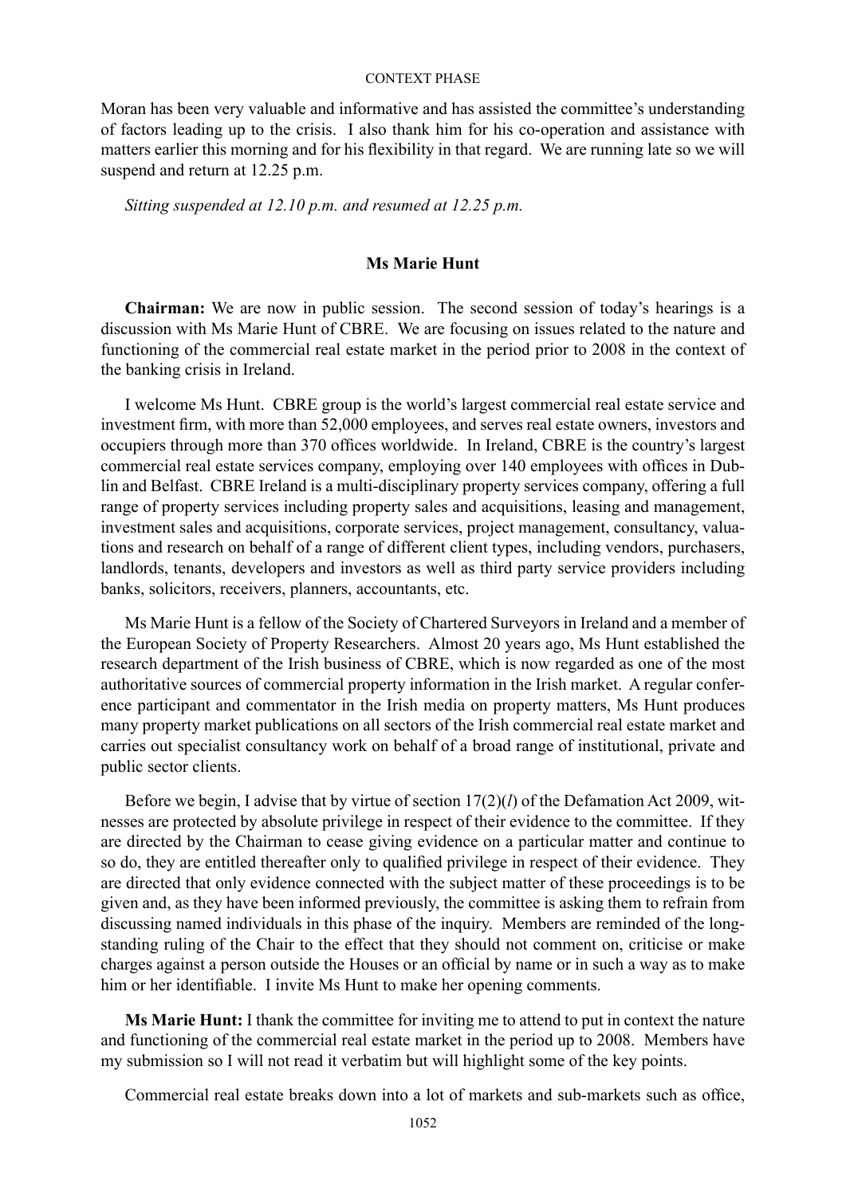Moran has been very valuable and informative and has assisted the committee's understanding of factors leading up to the crisis. I also thank him for his co-operation and assistance with matters earlier this morning and for his flexibility in that regard. We are running late so we will suspend and return at 12.25 p.m.

*Sitting suspended at 12.10 p.m. and resumed at 12.25 p.m.*

## Ms Marie Hunt

**Chairman:** We are now in public session. The second session of today's hearings is a discussion with Ms Marie Hunt of CBRE. We are focusing on issues related to the nature and functioning of the commercial real estate market in the period prior to 2008 in the context of the banking crisis in Ireland.

I welcome Ms Hunt. CBRE group is the world's largest commercial real estate service and investment firm, with more than 52,000 employees, and serves real estate owners, investors and occupiers through more than 370 offices worldwide. In Ireland, CBRE is the country's largest commercial real estate services company, employing over 140 employees with offices in Dublin and Belfast. CBRE Ireland is a multi-disciplinary property services company, offering a full range of property services including property sales and acquisitions, leasing and management, investment sales and acquisitions, corporate services, project management, consultancy, valuations and research on behalf of a range of different client types, including vendors, purchasers, landlords, tenants, developers and investors as well as third party service providers including banks, solicitors, receivers, planners, accountants, etc.

Ms Marie Hunt is a fellow of the Society of Chartered Surveyors in Ireland and a member of the European Society of Property Researchers. Almost 20 years ago, Ms Hunt established the research department of the Irish business of CBRE, which is now regarded as one of the most authoritative sources of commercial property information in the Irish market. A regular conference participant and commentator in the Irish media on property matters, Ms Hunt produces many property market publications on all sectors of the Irish commercial real estate market and carries out specialist consultancy work on behalf of a broad range of institutional, private and public sector clients.

Before we begin, I advise that by virtue of section 17(2)(*l*) of the Defamation Act 2009, witnesses are protected by absolute privilege in respect of their evidence to the committee. If they are directed by the Chairman to cease giving evidence on a particular matter and continue to so do, they are entitled thereafter only to qualified privilege in respect of their evidence. They are directed that only evidence connected with the subject matter of these proceedings is to be given and, as they have been informed previously, the committee is asking them to refrain from discussing named individuals in this phase of the inquiry. Members are reminded of the long-standing ruling of the Chair to the effect that they should not comment on, criticise or make charges against a person outside the Houses or an official by name or in such a way as to make him or her identifiable. I invite Ms Hunt to make her opening comments.

**Ms Marie Hunt:** I thank the committee for inviting me to attend to put in context the nature and functioning of the commercial real estate market in the period up to 2008. Members have my submission so I will not read it verbatim but will highlight some of the key points.

Commercial real estate breaks down into a lot of markets and sub-markets such as office,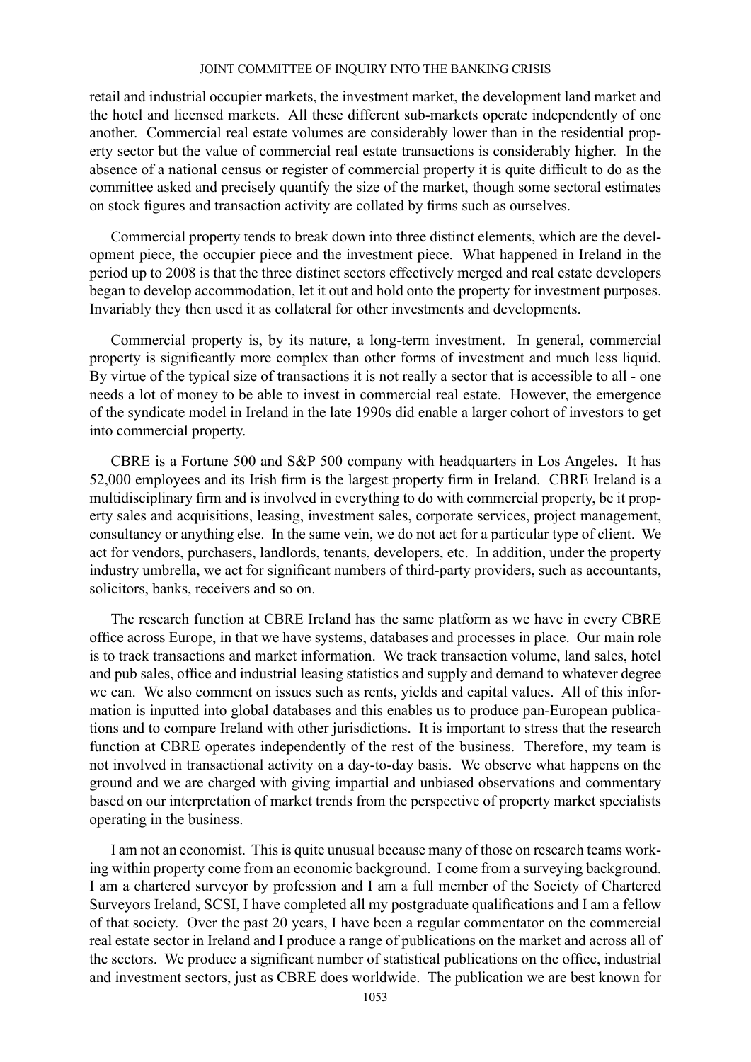retail and industrial occupier markets, the investment market, the development land market and the hotel and licensed markets. All these different sub-markets operate independently of one another. Commercial real estate volumes are considerably lower than in the residential property sector but the value of commercial real estate transactions is considerably higher. In the absence of a national census or register of commercial property it is quite difficult to do as the committee asked and precisely quantify the size of the market, though some sectoral estimates on stock figures and transaction activity are collated by firms such as ourselves.

Commercial property tends to break down into three distinct elements, which are the development piece, the occupier piece and the investment piece. What happened in Ireland in the period up to 2008 is that the three distinct sectors effectively merged and real estate developers began to develop accommodation, let it out and hold onto the property for investment purposes. Invariably they then used it as collateral for other investments and developments.

Commercial property is, by its nature, a long-term investment. In general, commercial property is significantly more complex than other forms of investment and much less liquid. By virtue of the typical size of transactions it is not really a sector that is accessible to all - one needs a lot of money to be able to invest in commercial real estate. However, the emergence of the syndicate model in Ireland in the late 1990s did enable a larger cohort of investors to get into commercial property.

CBRE is a Fortune 500 and S&P 500 company with headquarters in Los Angeles. It has 52,000 employees and its Irish firm is the largest property firm in Ireland. CBRE Ireland is a multidisciplinary firm and is involved in everything to do with commercial property, be it property sales and acquisitions, leasing, investment sales, corporate services, project management, consultancy or anything else. In the same vein, we do not act for a particular type of client. We act for vendors, purchasers, landlords, tenants, developers, etc. In addition, under the property industry umbrella, we act for significant numbers of third-party providers, such as accountants, solicitors, banks, receivers and so on.

The research function at CBRE Ireland has the same platform as we have in every CBRE office across Europe, in that we have systems, databases and processes in place. Our main role is to track transactions and market information. We track transaction volume, land sales, hotel and pub sales, office and industrial leasing statistics and supply and demand to whatever degree we can. We also comment on issues such as rents, yields and capital values. All of this information is inputted into global databases and this enables us to produce pan-European publications and to compare Ireland with other jurisdictions. It is important to stress that the research function at CBRE operates independently of the rest of the business. Therefore, my team is not involved in transactional activity on a day-to-day basis. We observe what happens on the ground and we are charged with giving impartial and unbiased observations and commentary based on our interpretation of market trends from the perspective of property market specialists operating in the business.

I am not an economist. This is quite unusual because many of those on research teams working within property come from an economic background. I come from a surveying background. I am a chartered surveyor by profession and I am a full member of the Society of Chartered Surveyors Ireland, SCSI, I have completed all my postgraduate qualifications and I am a fellow of that society. Over the past 20 years, I have been a regular commentator on the commercial real estate sector in Ireland and I produce a range of publications on the market and across all of the sectors. We produce a significant number of statistical publications on the office, industrial and investment sectors, just as CBRE does worldwide. The publication we are best known for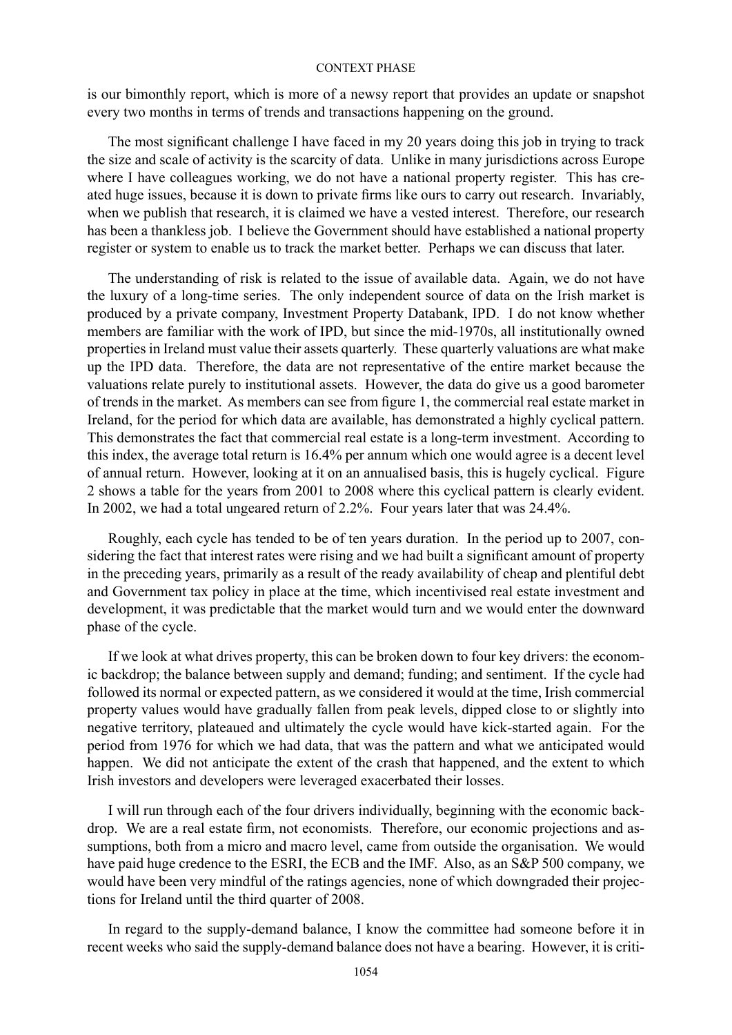is our bimonthly report, which is more of a newsy report that provides an update or snapshot every two months in terms of trends and transactions happening on the ground.

The most significant challenge I have faced in my 20 years doing this job in trying to track the size and scale of activity is the scarcity of data. Unlike in many jurisdictions across Europe where I have colleagues working, we do not have a national property register. This has created huge issues, because it is down to private firms like ours to carry out research. Invariably, when we publish that research, it is claimed we have a vested interest. Therefore, our research has been a thankless job. I believe the Government should have established a national property register or system to enable us to track the market better. Perhaps we can discuss that later.

The understanding of risk is related to the issue of available data. Again, we do not have the luxury of a long-time series. The only independent source of data on the Irish market is produced by a private company, Investment Property Databank, IPD. I do not know whether members are familiar with the work of IPD, but since the mid-1970s, all institutionally owned properties in Ireland must value their assets quarterly. These quarterly valuations are what make up the IPD data. Therefore, the data are not representative of the entire market because the valuations relate purely to institutional assets. However, the data do give us a good barometer of trends in the market. As members can see from figure 1, the commercial real estate market in Ireland, for the period for which data are available, has demonstrated a highly cyclical pattern. This demonstrates the fact that commercial real estate is a long-term investment. According to this index, the average total return is 16.4% per annum which one would agree is a decent level of annual return. However, looking at it on an annualised basis, this is hugely cyclical. Figure 2 shows a table for the years from 2001 to 2008 where this cyclical pattern is clearly evident. In 2002, we had a total ungeared return of 2.2%. Four years later that was 24.4%.

Roughly, each cycle has tended to be of ten years duration. In the period up to 2007, considering the fact that interest rates were rising and we had built a significant amount of property in the preceding years, primarily as a result of the ready availability of cheap and plentiful debt and Government tax policy in place at the time, which incentivised real estate investment and development, it was predictable that the market would turn and we would enter the downward phase of the cycle.

If we look at what drives property, this can be broken down to four key drivers: the economic backdrop; the balance between supply and demand; funding; and sentiment. If the cycle had followed its normal or expected pattern, as we considered it would at the time, Irish commercial property values would have gradually fallen from peak levels, dipped close to or slightly into negative territory, plateaued and ultimately the cycle would have kick-started again. For the period from 1976 for which we had data, that was the pattern and what we anticipated would happen. We did not anticipate the extent of the crash that happened, and the extent to which Irish investors and developers were leveraged exacerbated their losses.

I will run through each of the four drivers individually, beginning with the economic backdrop. We are a real estate firm, not economists. Therefore, our economic projections and assumptions, both from a micro and macro level, came from outside the organisation. We would have paid huge credence to the ESRI, the ECB and the IMF. Also, as an S&P 500 company, we would have been very mindful of the ratings agencies, none of which downgraded their projections for Ireland until the third quarter of 2008.

In regard to the supply-demand balance, I know the committee had someone before it in recent weeks who said the supply-demand balance does not have a bearing. However, it is criti-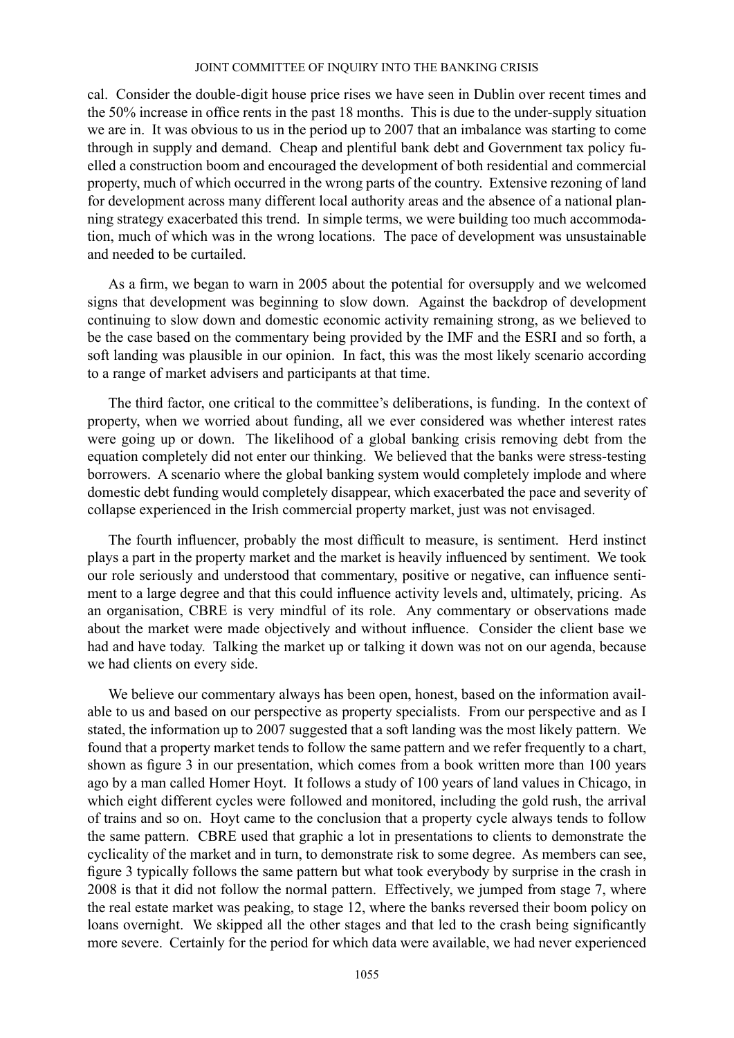cal. Consider the double-digit house price rises we have seen in Dublin over recent times and the 50% increase in office rents in the past 18 months. This is due to the under-supply situation we are in. It was obvious to us in the period up to 2007 that an imbalance was starting to come through in supply and demand. Cheap and plentiful bank debt and Government tax policy fuelled a construction boom and encouraged the development of both residential and commercial property, much of which occurred in the wrong parts of the country. Extensive rezoning of land for development across many different local authority areas and the absence of a national planning strategy exacerbated this trend. In simple terms, we were building too much accommodation, much of which was in the wrong locations. The pace of development was unsustainable and needed to be curtailed.

As a firm, we began to warn in 2005 about the potential for oversupply and we welcomed signs that development was beginning to slow down. Against the backdrop of development continuing to slow down and domestic economic activity remaining strong, as we believed to be the case based on the commentary being provided by the IMF and the ESRI and so forth, a soft landing was plausible in our opinion. In fact, this was the most likely scenario according to a range of market advisers and participants at that time.

The third factor, one critical to the committee's deliberations, is funding. In the context of property, when we worried about funding, all we ever considered was whether interest rates were going up or down. The likelihood of a global banking crisis removing debt from the equation completely did not enter our thinking. We believed that the banks were stress-testing borrowers. A scenario where the global banking system would completely implode and where domestic debt funding would completely disappear, which exacerbated the pace and severity of collapse experienced in the Irish commercial property market, just was not envisaged.

The fourth influencer, probably the most difficult to measure, is sentiment. Herd instinct plays a part in the property market and the market is heavily influenced by sentiment. We took our role seriously and understood that commentary, positive or negative, can influence sentiment to a large degree and that this could influence activity levels and, ultimately, pricing. As an organisation, CBRE is very mindful of its role. Any commentary or observations made about the market were made objectively and without influence. Consider the client base we had and have today. Talking the market up or talking it down was not on our agenda, because we had clients on every side.

We believe our commentary always has been open, honest, based on the information available to us and based on our perspective as property specialists. From our perspective and as I stated, the information up to 2007 suggested that a soft landing was the most likely pattern. We found that a property market tends to follow the same pattern and we refer frequently to a chart, shown as figure 3 in our presentation, which comes from a book written more than 100 years ago by a man called Homer Hoyt. It follows a study of 100 years of land values in Chicago, in which eight different cycles were followed and monitored, including the gold rush, the arrival of trains and so on. Hoyt came to the conclusion that a property cycle always tends to follow the same pattern. CBRE used that graphic a lot in presentations to clients to demonstrate the cyclicality of the market and in turn, to demonstrate risk to some degree. As members can see, figure 3 typically follows the same pattern but what took everybody by surprise in the crash in 2008 is that it did not follow the normal pattern. Effectively, we jumped from stage 7, where the real estate market was peaking, to stage 12, where the banks reversed their boom policy on loans overnight. We skipped all the other stages and that led to the crash being significantly more severe. Certainly for the period for which data were available, we had never experienced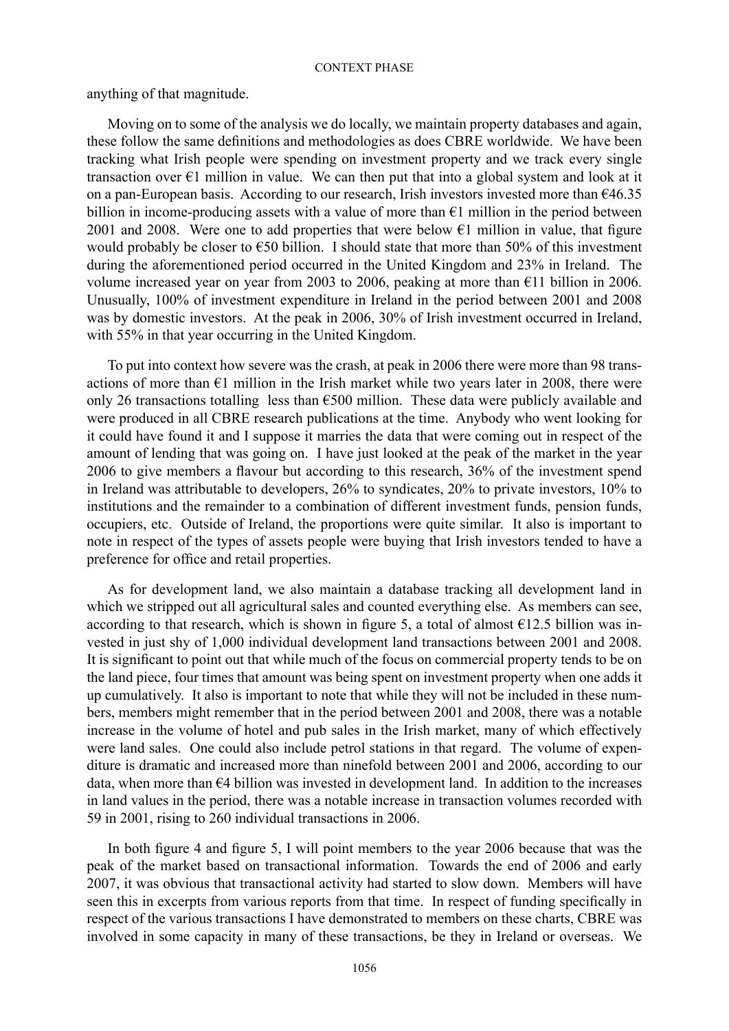anything of that magnitude.

Moving on to some of the analysis we do locally, we maintain property databases and again, these follow the same definitions and methodologies as does CBRE worldwide. We have been tracking what Irish people were spending on investment property and we track every single transaction over €1 million in value. We can then put that into a global system and look at it on a pan-European basis. According to our research, Irish investors invested more than €46.35 billion in income-producing assets with a value of more than €1 million in the period between 2001 and 2008. Were one to add properties that were below €1 million in value, that figure would probably be closer to €50 billion. I should state that more than 50% of this investment during the aforementioned period occurred in the United Kingdom and 23% in Ireland. The volume increased year on year from 2003 to 2006, peaking at more than €11 billion in 2006. Unusually, 100% of investment expenditure in Ireland in the period between 2001 and 2008 was by domestic investors. At the peak in 2006, 30% of Irish investment occurred in Ireland, with 55% in that year occurring in the United Kingdom.

To put into context how severe was the crash, at peak in 2006 there were more than 98 transactions of more than €1 million in the Irish market while two years later in 2008, there were only 26 transactions totalling less than €500 million. These data were publicly available and were produced in all CBRE research publications at the time. Anybody who went looking for it could have found it and I suppose it marries the data that were coming out in respect of the amount of lending that was going on. I have just looked at the peak of the market in the year 2006 to give members a flavour but according to this research, 36% of the investment spend in Ireland was attributable to developers, 26% to syndicates, 20% to private investors, 10% to institutions and the remainder to a combination of different investment funds, pension funds, occupiers, etc. Outside of Ireland, the proportions were quite similar. It also is important to note in respect of the types of assets people were buying that Irish investors tended to have a preference for office and retail properties.

As for development land, we also maintain a database tracking all development land in which we stripped out all agricultural sales and counted everything else. As members can see, according to that research, which is shown in figure 5, a total of almost €12.5 billion was invested in just shy of 1,000 individual development land transactions between 2001 and 2008. It is significant to point out that while much of the focus on commercial property tends to be on the land piece, four times that amount was being spent on investment property when one adds it up cumulatively. It also is important to note that while they will not be included in these numbers, members might remember that in the period between 2001 and 2008, there was a notable increase in the volume of hotel and pub sales in the Irish market, many of which effectively were land sales. One could also include petrol stations in that regard. The volume of expenditure is dramatic and increased more than ninefold between 2001 and 2006, according to our data, when more than €4 billion was invested in development land. In addition to the increases in land values in the period, there was a notable increase in transaction volumes recorded with 59 in 2001, rising to 260 individual transactions in 2006.

In both figure 4 and figure 5, I will point members to the year 2006 because that was the peak of the market based on transactional information. Towards the end of 2006 and early 2007, it was obvious that transactional activity had started to slow down. Members will have seen this in excerpts from various reports from that time. In respect of funding specifically in respect of the various transactions I have demonstrated to members on these charts, CBRE was involved in some capacity in many of these transactions, be they in Ireland or overseas. We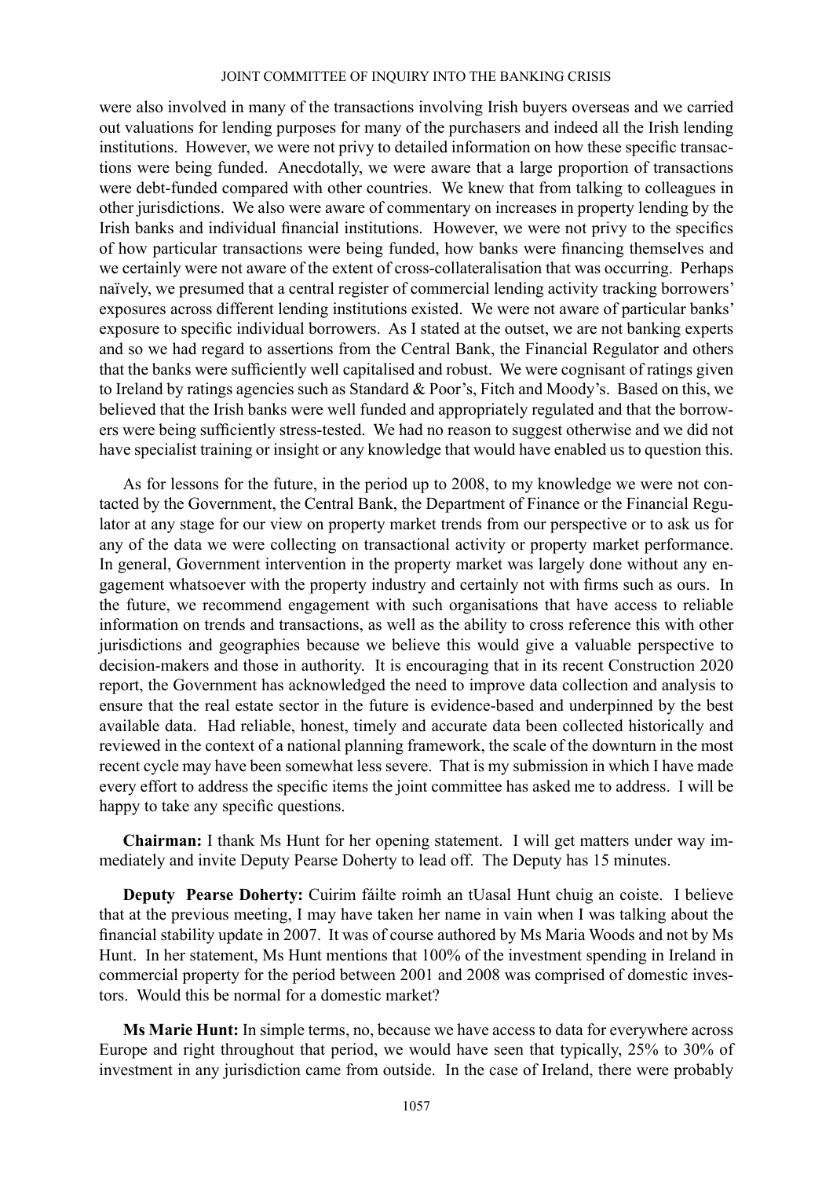were also involved in many of the transactions involving Irish buyers overseas and we carried out valuations for lending purposes for many of the purchasers and indeed all the Irish lending institutions. However, we were not privy to detailed information on how these specific transactions were being funded. Anecdotally, we were aware that a large proportion of transactions were debt-funded compared with other countries. We knew that from talking to colleagues in other jurisdictions. We also were aware of commentary on increases in property lending by the Irish banks and individual financial institutions. However, we were not privy to the specifics of how particular transactions were being funded, how banks were financing themselves and we certainly were not aware of the extent of cross-collateralisation that was occurring. Perhaps naïvely, we presumed that a central register of commercial lending activity tracking borrowers' exposures across different lending institutions existed. We were not aware of particular banks' exposure to specific individual borrowers. As I stated at the outset, we are not banking experts and so we had regard to assertions from the Central Bank, the Financial Regulator and others that the banks were sufficiently well capitalised and robust. We were cognisant of ratings given to Ireland by ratings agencies such as Standard & Poor's, Fitch and Moody's. Based on this, we believed that the Irish banks were well funded and appropriately regulated and that the borrowers were being sufficiently stress-tested. We had no reason to suggest otherwise and we did not have specialist training or insight or any knowledge that would have enabled us to question this.

As for lessons for the future, in the period up to 2008, to my knowledge we were not contacted by the Government, the Central Bank, the Department of Finance or the Financial Regulator at any stage for our view on property market trends from our perspective or to ask us for any of the data we were collecting on transactional activity or property market performance. In general, Government intervention in the property market was largely done without any engagement whatsoever with the property industry and certainly not with firms such as ours. In the future, we recommend engagement with such organisations that have access to reliable information on trends and transactions, as well as the ability to cross reference this with other jurisdictions and geographies because we believe this would give a valuable perspective to decision-makers and those in authority. It is encouraging that in its recent Construction 2020 report, the Government has acknowledged the need to improve data collection and analysis to ensure that the real estate sector in the future is evidence-based and underpinned by the best available data. Had reliable, honest, timely and accurate data been collected historically and reviewed in the context of a national planning framework, the scale of the downturn in the most recent cycle may have been somewhat less severe. That is my submission in which I have made every effort to address the specific items the joint committee has asked me to address. I will be happy to take any specific questions.

**Chairman:** I thank Ms Hunt for her opening statement. I will get matters under way immediately and invite Deputy Pearse Doherty to lead off. The Deputy has 15 minutes.

**Deputy Pearse Doherty:** Cuirim fáilte roimh an tUasal Hunt chuig an coiste. I believe that at the previous meeting, I may have taken her name in vain when I was talking about the financial stability update in 2007. It was of course authored by Ms Maria Woods and not by Ms Hunt. In her statement, Ms Hunt mentions that 100% of the investment spending in Ireland in commercial property for the period between 2001 and 2008 was comprised of domestic investors. Would this be normal for a domestic market?

**Ms Marie Hunt:** In simple terms, no, because we have access to data for everywhere across Europe and right throughout that period, we would have seen that typically, 25% to 30% of investment in any jurisdiction came from outside. In the case of Ireland, there were probably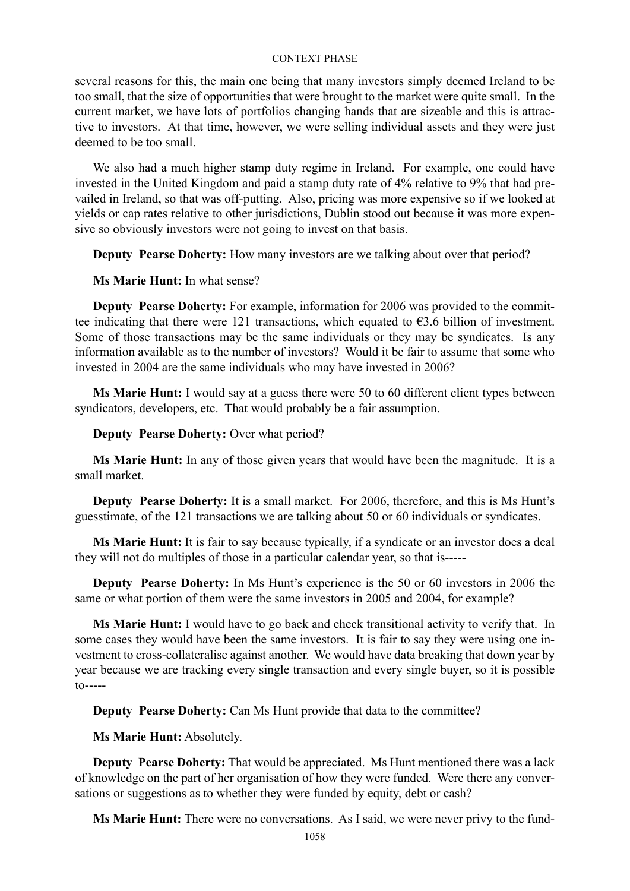several reasons for this, the main one being that many investors simply deemed Ireland to be too small, that the size of opportunities that were brought to the market were quite small. In the current market, we have lots of portfolios changing hands that are sizeable and this is attractive to investors. At that time, however, we were selling individual assets and they were just deemed to be too small.

We also had a much higher stamp duty regime in Ireland. For example, one could have invested in the United Kingdom and paid a stamp duty rate of 4% relative to 9% that had prevailed in Ireland, so that was off-putting. Also, pricing was more expensive so if we looked at yields or cap rates relative to other jurisdictions, Dublin stood out because it was more expensive so obviously investors were not going to invest on that basis.

**Deputy Pearse Doherty:** How many investors are we talking about over that period?

**Ms Marie Hunt:** In what sense?

**Deputy Pearse Doherty:** For example, information for 2006 was provided to the committee indicating that there were 121 transactions, which equated to €3.6 billion of investment. Some of those transactions may be the same individuals or they may be syndicates. Is any information available as to the number of investors? Would it be fair to assume that some who invested in 2004 are the same individuals who may have invested in 2006?

**Ms Marie Hunt:** I would say at a guess there were 50 to 60 different client types between syndicators, developers, etc. That would probably be a fair assumption.

**Deputy Pearse Doherty:** Over what period?

**Ms Marie Hunt:** In any of those given years that would have been the magnitude. It is a small market.

**Deputy Pearse Doherty:** It is a small market. For 2006, therefore, and this is Ms Hunt's guesstimate, of the 121 transactions we are talking about 50 or 60 individuals or syndicates.

**Ms Marie Hunt:** It is fair to say because typically, if a syndicate or an investor does a deal they will not do multiples of those in a particular calendar year, so that is-----

**Deputy Pearse Doherty:** In Ms Hunt's experience is the 50 or 60 investors in 2006 the same or what portion of them were the same investors in 2005 and 2004, for example?

**Ms Marie Hunt:** I would have to go back and check transitional activity to verify that. In some cases they would have been the same investors. It is fair to say they were using one investment to cross-collateralise against another. We would have data breaking that down year by year because we are tracking every single transaction and every single buyer, so it is possible to-----

**Deputy Pearse Doherty:** Can Ms Hunt provide that data to the committee?

**Ms Marie Hunt:** Absolutely.

**Deputy Pearse Doherty:** That would be appreciated. Ms Hunt mentioned there was a lack of knowledge on the part of her organisation of how they were funded. Were there any conversations or suggestions as to whether they were funded by equity, debt or cash?

**Ms Marie Hunt:** There were no conversations. As I said, we were never privy to the fund-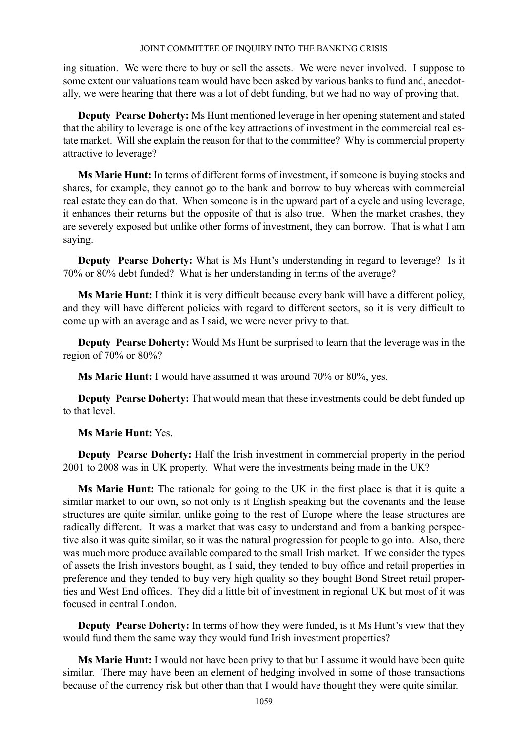ing situation. We were there to buy or sell the assets. We were never involved. I suppose to some extent our valuations team would have been asked by various banks to fund and, anecdotally, we were hearing that there was a lot of debt funding, but we had no way of proving that.

**Deputy Pearse Doherty:** Ms Hunt mentioned leverage in her opening statement and stated that the ability to leverage is one of the key attractions of investment in the commercial real estate market. Will she explain the reason for that to the committee? Why is commercial property attractive to leverage?

**Ms Marie Hunt:** In terms of different forms of investment, if someone is buying stocks and shares, for example, they cannot go to the bank and borrow to buy whereas with commercial real estate they can do that. When someone is in the upward part of a cycle and using leverage, it enhances their returns but the opposite of that is also true. When the market crashes, they are severely exposed but unlike other forms of investment, they can borrow. That is what I am saying.

**Deputy Pearse Doherty:** What is Ms Hunt's understanding in regard to leverage? Is it 70% or 80% debt funded? What is her understanding in terms of the average?

**Ms Marie Hunt:** I think it is very difficult because every bank will have a different policy, and they will have different policies with regard to different sectors, so it is very difficult to come up with an average and as I said, we were never privy to that.

**Deputy Pearse Doherty:** Would Ms Hunt be surprised to learn that the leverage was in the region of 70% or 80%?

**Ms Marie Hunt:** I would have assumed it was around 70% or 80%, yes.

**Deputy Pearse Doherty:** That would mean that these investments could be debt funded up to that level.

**Ms Marie Hunt:** Yes.

**Deputy Pearse Doherty:** Half the Irish investment in commercial property in the period 2001 to 2008 was in UK property. What were the investments being made in the UK?

**Ms Marie Hunt:** The rationale for going to the UK in the first place is that it is quite a similar market to our own, so not only is it English speaking but the covenants and the lease structures are quite similar, unlike going to the rest of Europe where the lease structures are radically different. It was a market that was easy to understand and from a banking perspective also it was quite similar, so it was the natural progression for people to go into. Also, there was much more produce available compared to the small Irish market. If we consider the types of assets the Irish investors bought, as I said, they tended to buy office and retail properties in preference and they tended to buy very high quality so they bought Bond Street retail properties and West End offices. They did a little bit of investment in regional UK but most of it was focused in central London.

**Deputy Pearse Doherty:** In terms of how they were funded, is it Ms Hunt's view that they would fund them the same way they would fund Irish investment properties?

**Ms Marie Hunt:** I would not have been privy to that but I assume it would have been quite similar. There may have been an element of hedging involved in some of those transactions because of the currency risk but other than that I would have thought they were quite similar.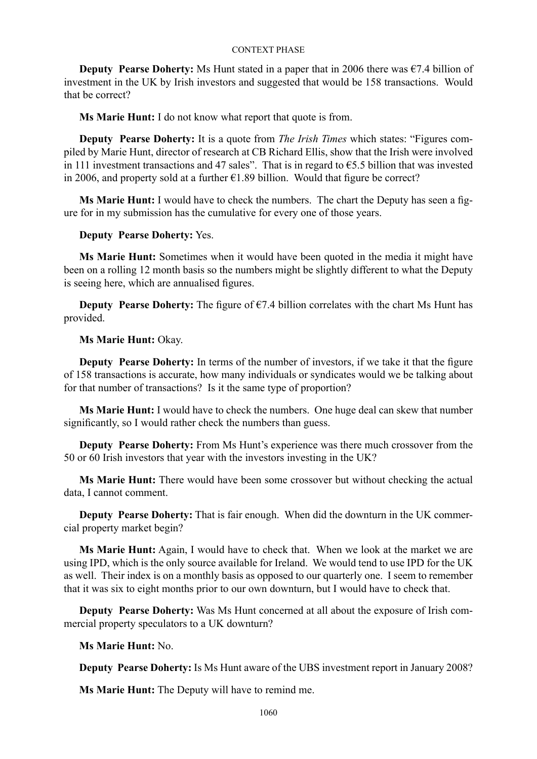**Deputy Pearse Doherty:** Ms Hunt stated in a paper that in 2006 there was €7.4 billion of investment in the UK by Irish investors and suggested that would be 158 transactions. Would that be correct?

**Ms Marie Hunt:** I do not know what report that quote is from.

**Deputy Pearse Doherty:** It is a quote from *The Irish Times* which states: "Figures compiled by Marie Hunt, director of research at CB Richard Ellis, show that the Irish were involved in 111 investment transactions and 47 sales". That is in regard to €5.5 billion that was invested in 2006, and property sold at a further €1.89 billion. Would that figure be correct?

**Ms Marie Hunt:** I would have to check the numbers. The chart the Deputy has seen a figure for in my submission has the cumulative for every one of those years.

**Deputy Pearse Doherty:** Yes.

**Ms Marie Hunt:** Sometimes when it would have been quoted in the media it might have been on a rolling 12 month basis so the numbers might be slightly different to what the Deputy is seeing here, which are annualised figures.

**Deputy Pearse Doherty:** The figure of €7.4 billion correlates with the chart Ms Hunt has provided.

**Ms Marie Hunt:** Okay.

**Deputy Pearse Doherty:** In terms of the number of investors, if we take it that the figure of 158 transactions is accurate, how many individuals or syndicates would we be talking about for that number of transactions? Is it the same type of proportion?

**Ms Marie Hunt:** I would have to check the numbers. One huge deal can skew that number significantly, so I would rather check the numbers than guess.

**Deputy Pearse Doherty:** From Ms Hunt's experience was there much crossover from the 50 or 60 Irish investors that year with the investors investing in the UK?

**Ms Marie Hunt:** There would have been some crossover but without checking the actual data, I cannot comment.

**Deputy Pearse Doherty:** That is fair enough. When did the downturn in the UK commercial property market begin?

**Ms Marie Hunt:** Again, I would have to check that. When we look at the market we are using IPD, which is the only source available for Ireland. We would tend to use IPD for the UK as well. Their index is on a monthly basis as opposed to our quarterly one. I seem to remember that it was six to eight months prior to our own downturn, but I would have to check that.

**Deputy Pearse Doherty:** Was Ms Hunt concerned at all about the exposure of Irish commercial property speculators to a UK downturn?

**Ms Marie Hunt:** No.

**Deputy Pearse Doherty:** Is Ms Hunt aware of the UBS investment report in January 2008?

**Ms Marie Hunt:** The Deputy will have to remind me.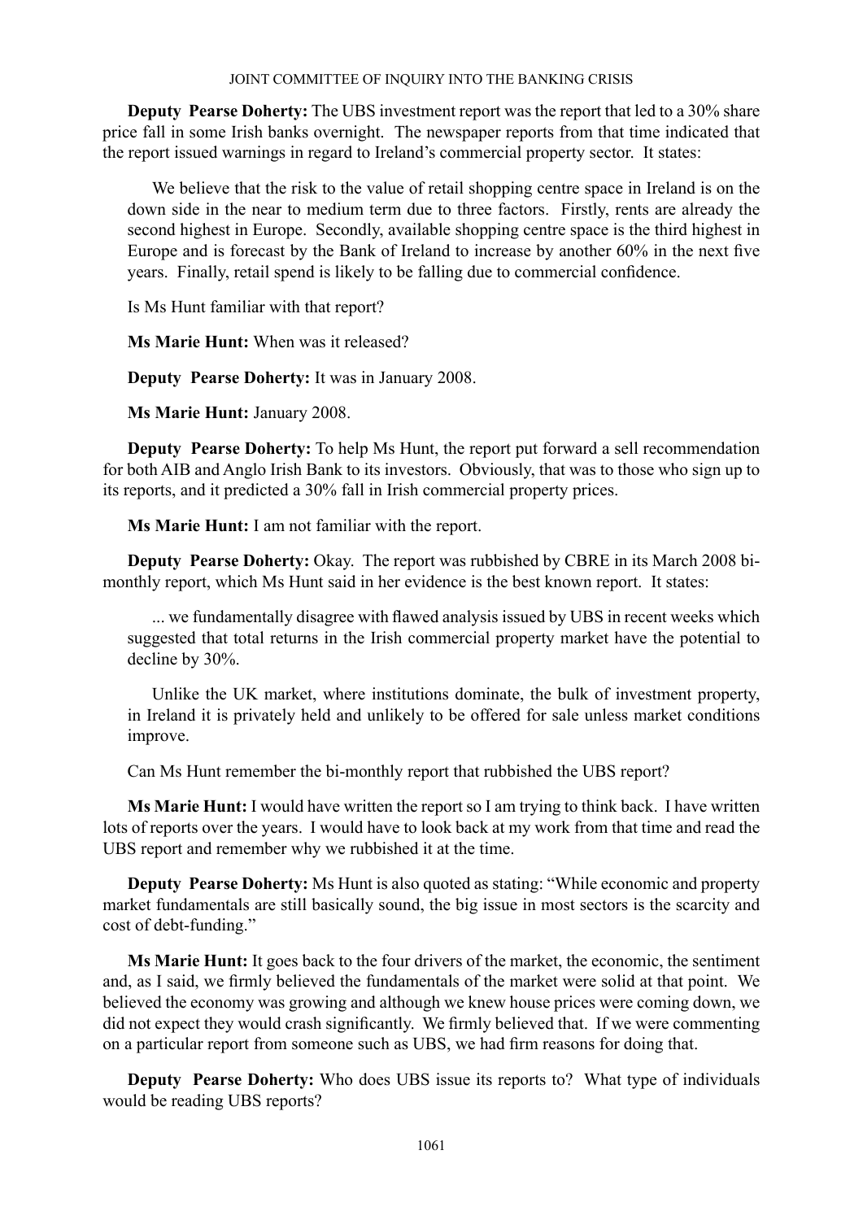**Deputy Pearse Doherty:** The UBS investment report was the report that led to a 30% share price fall in some Irish banks overnight. The newspaper reports from that time indicated that the report issued warnings in regard to Ireland's commercial property sector. It states:

> We believe that the risk to the value of retail shopping centre space in Ireland is on the down side in the near to medium term due to three factors. Firstly, rents are already the second highest in Europe. Secondly, available shopping centre space is the third highest in Europe and is forecast by the Bank of Ireland to increase by another 60% in the next five years. Finally, retail spend is likely to be falling due to commercial confidence.

Is Ms Hunt familiar with that report?

**Ms Marie Hunt:** When was it released?

**Deputy Pearse Doherty:** It was in January 2008.

**Ms Marie Hunt:** January 2008.

**Deputy Pearse Doherty:** To help Ms Hunt, the report put forward a sell recommendation for both AIB and Anglo Irish Bank to its investors. Obviously, that was to those who sign up to its reports, and it predicted a 30% fall in Irish commercial property prices.

**Ms Marie Hunt:** I am not familiar with the report.

**Deputy Pearse Doherty:** Okay. The report was rubbished by CBRE in its March 2008 bi-monthly report, which Ms Hunt said in her evidence is the best known report. It states:

> ... we fundamentally disagree with flawed analysis issued by UBS in recent weeks which suggested that total returns in the Irish commercial property market have the potential to decline by 30%.
>
> Unlike the UK market, where institutions dominate, the bulk of investment property, in Ireland it is privately held and unlikely to be offered for sale unless market conditions improve.

Can Ms Hunt remember the bi-monthly report that rubbished the UBS report?

**Ms Marie Hunt:** I would have written the report so I am trying to think back. I have written lots of reports over the years. I would have to look back at my work from that time and read the UBS report and remember why we rubbished it at the time.

**Deputy Pearse Doherty:** Ms Hunt is also quoted as stating: "While economic and property market fundamentals are still basically sound, the big issue in most sectors is the scarcity and cost of debt-funding."

**Ms Marie Hunt:** It goes back to the four drivers of the market, the economic, the sentiment and, as I said, we firmly believed the fundamentals of the market were solid at that point. We believed the economy was growing and although we knew house prices were coming down, we did not expect they would crash significantly. We firmly believed that. If we were commenting on a particular report from someone such as UBS, we had firm reasons for doing that.

**Deputy Pearse Doherty:** Who does UBS issue its reports to? What type of individuals would be reading UBS reports?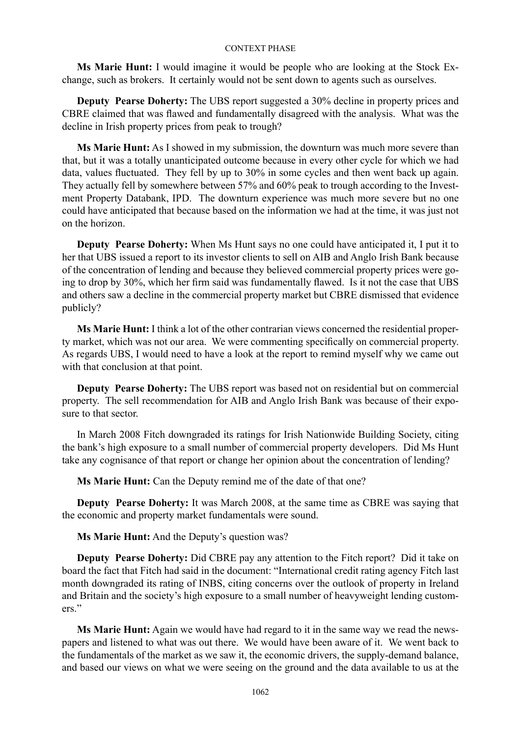**Ms Marie Hunt:** I would imagine it would be people who are looking at the Stock Exchange, such as brokers. It certainly would not be sent down to agents such as ourselves.

**Deputy Pearse Doherty:** The UBS report suggested a 30% decline in property prices and CBRE claimed that was flawed and fundamentally disagreed with the analysis. What was the decline in Irish property prices from peak to trough?

**Ms Marie Hunt:** As I showed in my submission, the downturn was much more severe than that, but it was a totally unanticipated outcome because in every other cycle for which we had data, values fluctuated. They fell by up to 30% in some cycles and then went back up again. They actually fell by somewhere between 57% and 60% peak to trough according to the Investment Property Databank, IPD. The downturn experience was much more severe but no one could have anticipated that because based on the information we had at the time, it was just not on the horizon.

**Deputy Pearse Doherty:** When Ms Hunt says no one could have anticipated it, I put it to her that UBS issued a report to its investor clients to sell on AIB and Anglo Irish Bank because of the concentration of lending and because they believed commercial property prices were going to drop by 30%, which her firm said was fundamentally flawed. Is it not the case that UBS and others saw a decline in the commercial property market but CBRE dismissed that evidence publicly?

**Ms Marie Hunt:** I think a lot of the other contrarian views concerned the residential property market, which was not our area. We were commenting specifically on commercial property. As regards UBS, I would need to have a look at the report to remind myself why we came out with that conclusion at that point.

**Deputy Pearse Doherty:** The UBS report was based not on residential but on commercial property. The sell recommendation for AIB and Anglo Irish Bank was because of their exposure to that sector.

In March 2008 Fitch downgraded its ratings for Irish Nationwide Building Society, citing the bank's high exposure to a small number of commercial property developers. Did Ms Hunt take any cognisance of that report or change her opinion about the concentration of lending?

**Ms Marie Hunt:** Can the Deputy remind me of the date of that one?

**Deputy Pearse Doherty:** It was March 2008, at the same time as CBRE was saying that the economic and property market fundamentals were sound.

**Ms Marie Hunt:** And the Deputy's question was?

**Deputy Pearse Doherty:** Did CBRE pay any attention to the Fitch report? Did it take on board the fact that Fitch had said in the document: "International credit rating agency Fitch last month downgraded its rating of INBS, citing concerns over the outlook of property in Ireland and Britain and the society's high exposure to a small number of heavyweight lending customers."

**Ms Marie Hunt:** Again we would have had regard to it in the same way we read the newspapers and listened to what was out there. We would have been aware of it. We went back to the fundamentals of the market as we saw it, the economic drivers, the supply-demand balance, and based our views on what we were seeing on the ground and the data available to us at the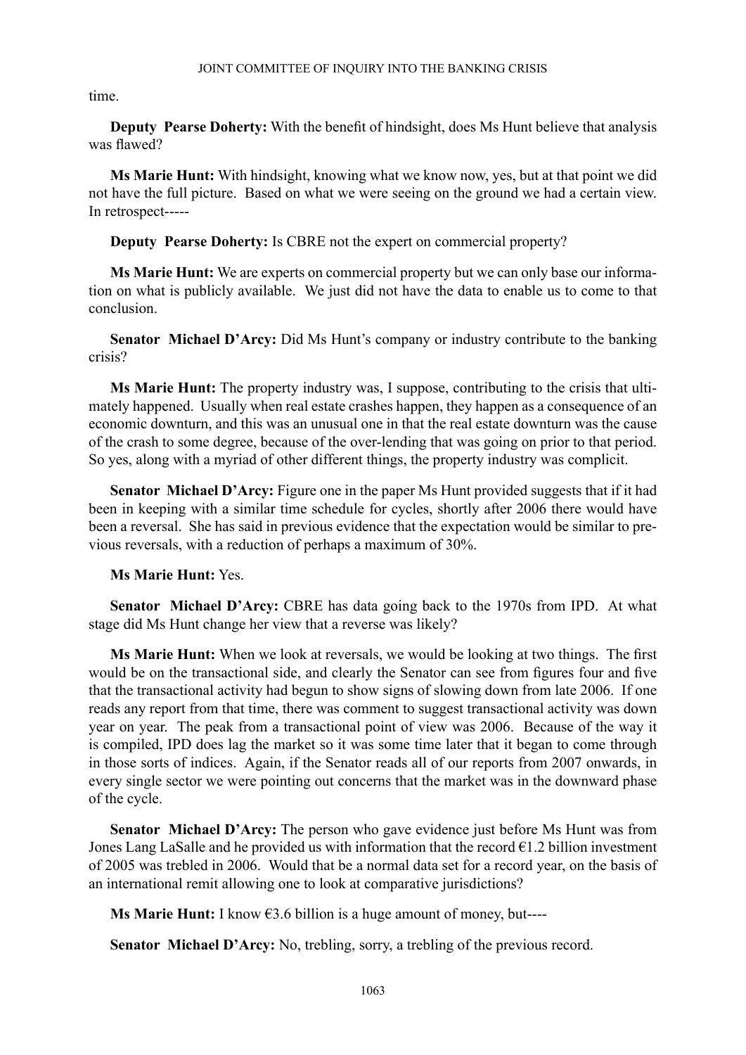time.

**Deputy Pearse Doherty:** With the benefit of hindsight, does Ms Hunt believe that analysis was flawed?

**Ms Marie Hunt:** With hindsight, knowing what we know now, yes, but at that point we did not have the full picture. Based on what we were seeing on the ground we had a certain view. In retrospect-----

**Deputy Pearse Doherty:** Is CBRE not the expert on commercial property?

**Ms Marie Hunt:** We are experts on commercial property but we can only base our information on what is publicly available. We just did not have the data to enable us to come to that conclusion.

**Senator Michael D'Arcy:** Did Ms Hunt's company or industry contribute to the banking crisis?

**Ms Marie Hunt:** The property industry was, I suppose, contributing to the crisis that ultimately happened. Usually when real estate crashes happen, they happen as a consequence of an economic downturn, and this was an unusual one in that the real estate downturn was the cause of the crash to some degree, because of the over-lending that was going on prior to that period. So yes, along with a myriad of other different things, the property industry was complicit.

**Senator Michael D'Arcy:** Figure one in the paper Ms Hunt provided suggests that if it had been in keeping with a similar time schedule for cycles, shortly after 2006 there would have been a reversal. She has said in previous evidence that the expectation would be similar to previous reversals, with a reduction of perhaps a maximum of 30%.

**Ms Marie Hunt:** Yes.

**Senator Michael D'Arcy:** CBRE has data going back to the 1970s from IPD. At what stage did Ms Hunt change her view that a reverse was likely?

**Ms Marie Hunt:** When we look at reversals, we would be looking at two things. The first would be on the transactional side, and clearly the Senator can see from figures four and five that the transactional activity had begun to show signs of slowing down from late 2006. If one reads any report from that time, there was comment to suggest transactional activity was down year on year. The peak from a transactional point of view was 2006. Because of the way it is compiled, IPD does lag the market so it was some time later that it began to come through in those sorts of indices. Again, if the Senator reads all of our reports from 2007 onwards, in every single sector we were pointing out concerns that the market was in the downward phase of the cycle.

**Senator Michael D'Arcy:** The person who gave evidence just before Ms Hunt was from Jones Lang LaSalle and he provided us with information that the record €1.2 billion investment of 2005 was trebled in 2006. Would that be a normal data set for a record year, on the basis of an international remit allowing one to look at comparative jurisdictions?

**Ms Marie Hunt:** I know €3.6 billion is a huge amount of money, but----

**Senator Michael D'Arcy:** No, trebling, sorry, a trebling of the previous record.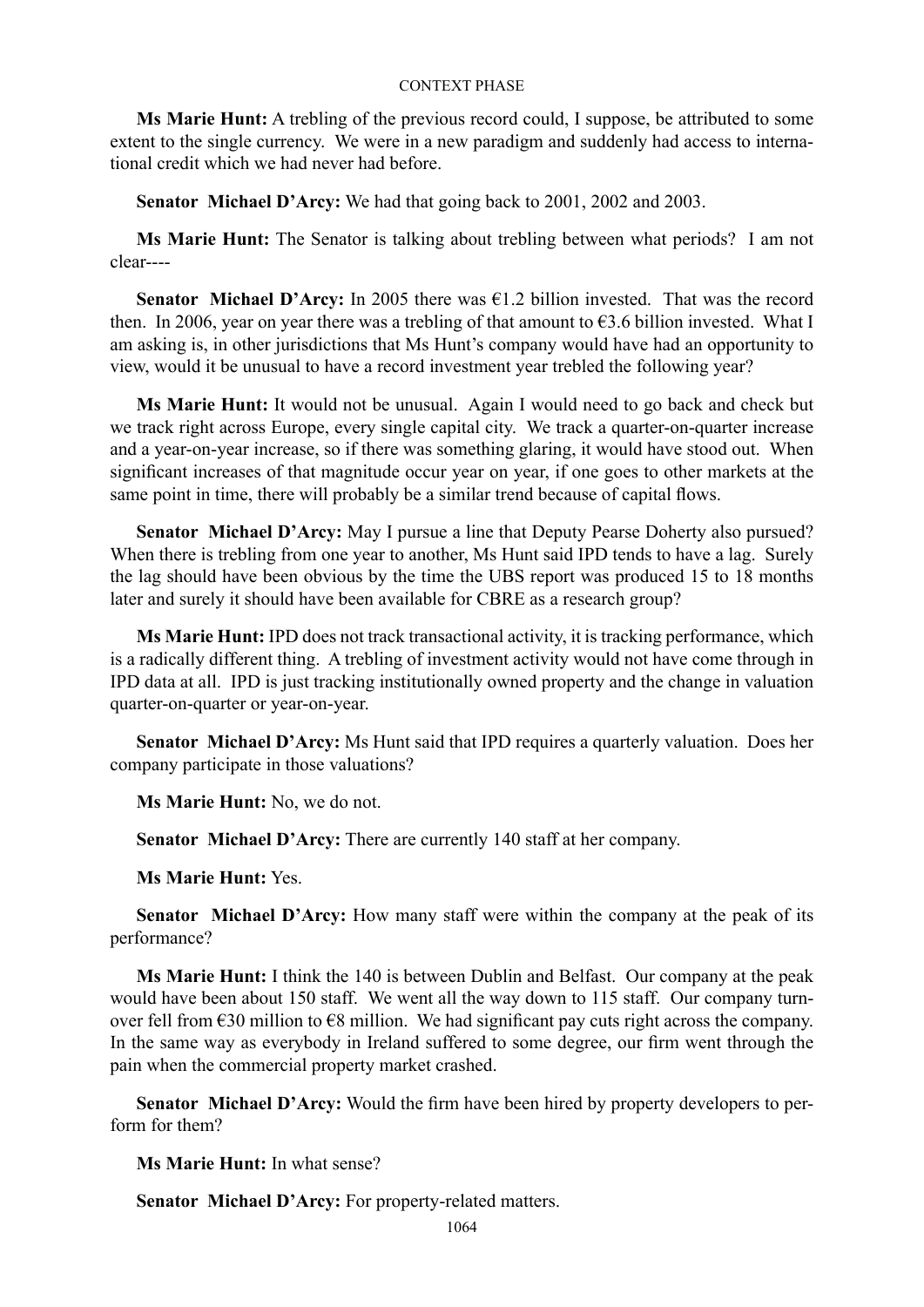**Ms Marie Hunt:** A trebling of the previous record could, I suppose, be attributed to some extent to the single currency. We were in a new paradigm and suddenly had access to international credit which we had never had before.

**Senator Michael D'Arcy:** We had that going back to 2001, 2002 and 2003.

**Ms Marie Hunt:** The Senator is talking about trebling between what periods? I am not clear----

**Senator Michael D'Arcy:** In 2005 there was €1.2 billion invested. That was the record then. In 2006, year on year there was a trebling of that amount to €3.6 billion invested. What I am asking is, in other jurisdictions that Ms Hunt's company would have had an opportunity to view, would it be unusual to have a record investment year trebled the following year?

**Ms Marie Hunt:** It would not be unusual. Again I would need to go back and check but we track right across Europe, every single capital city. We track a quarter-on-quarter increase and a year-on-year increase, so if there was something glaring, it would have stood out. When significant increases of that magnitude occur year on year, if one goes to other markets at the same point in time, there will probably be a similar trend because of capital flows.

**Senator Michael D'Arcy:** May I pursue a line that Deputy Pearse Doherty also pursued? When there is trebling from one year to another, Ms Hunt said IPD tends to have a lag. Surely the lag should have been obvious by the time the UBS report was produced 15 to 18 months later and surely it should have been available for CBRE as a research group?

**Ms Marie Hunt:** IPD does not track transactional activity, it is tracking performance, which is a radically different thing. A trebling of investment activity would not have come through in IPD data at all. IPD is just tracking institutionally owned property and the change in valuation quarter-on-quarter or year-on-year.

**Senator Michael D'Arcy:** Ms Hunt said that IPD requires a quarterly valuation. Does her company participate in those valuations?

**Ms Marie Hunt:** No, we do not.

**Senator Michael D'Arcy:** There are currently 140 staff at her company.

**Ms Marie Hunt:** Yes.

**Senator Michael D'Arcy:** How many staff were within the company at the peak of its performance?

**Ms Marie Hunt:** I think the 140 is between Dublin and Belfast. Our company at the peak would have been about 150 staff. We went all the way down to 115 staff. Our company turnover fell from €30 million to €8 million. We had significant pay cuts right across the company. In the same way as everybody in Ireland suffered to some degree, our firm went through the pain when the commercial property market crashed.

**Senator Michael D'Arcy:** Would the firm have been hired by property developers to perform for them?

**Ms Marie Hunt:** In what sense?

**Senator Michael D'Arcy:** For property-related matters.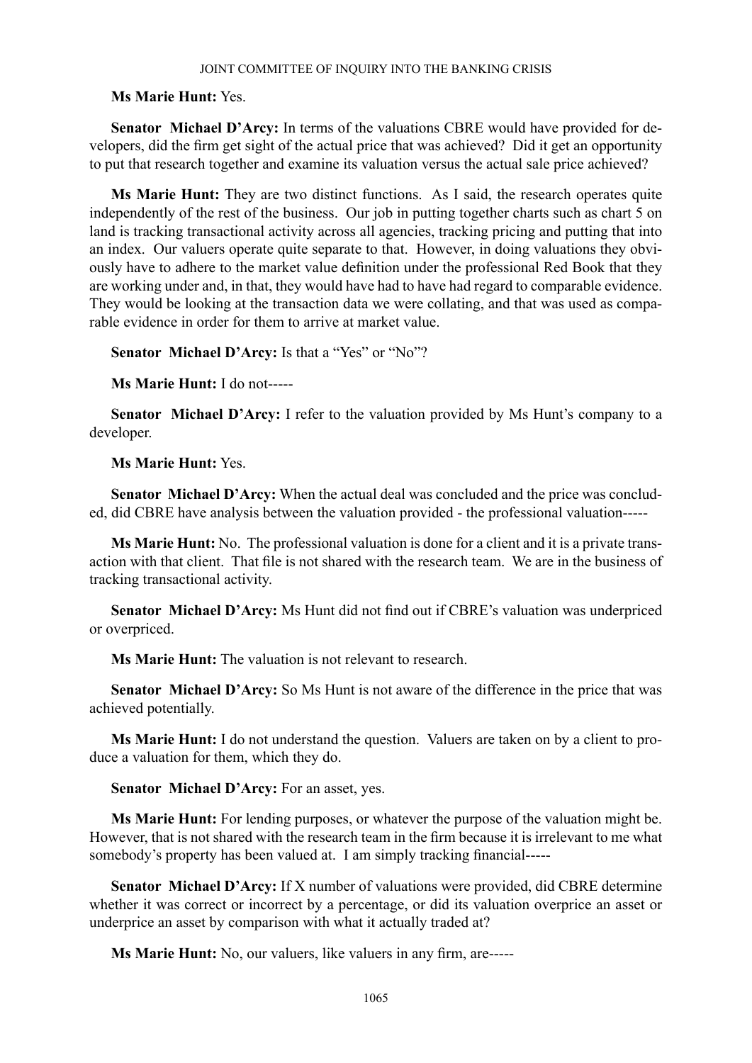**Ms Marie Hunt:** Yes.

**Senator Michael D'Arcy:** In terms of the valuations CBRE would have provided for developers, did the firm get sight of the actual price that was achieved? Did it get an opportunity to put that research together and examine its valuation versus the actual sale price achieved?

**Ms Marie Hunt:** They are two distinct functions. As I said, the research operates quite independently of the rest of the business. Our job in putting together charts such as chart 5 on land is tracking transactional activity across all agencies, tracking pricing and putting that into an index. Our valuers operate quite separate to that. However, in doing valuations they obviously have to adhere to the market value definition under the professional Red Book that they are working under and, in that, they would have had to have had regard to comparable evidence. They would be looking at the transaction data we were collating, and that was used as comparable evidence in order for them to arrive at market value.

**Senator Michael D'Arcy:** Is that a "Yes" or "No"?

**Ms Marie Hunt:** I do not-----

**Senator Michael D'Arcy:** I refer to the valuation provided by Ms Hunt's company to a developer.

**Ms Marie Hunt:** Yes.

**Senator Michael D'Arcy:** When the actual deal was concluded and the price was concluded, did CBRE have analysis between the valuation provided - the professional valuation-----

**Ms Marie Hunt:** No. The professional valuation is done for a client and it is a private transaction with that client. That file is not shared with the research team. We are in the business of tracking transactional activity.

**Senator Michael D'Arcy:** Ms Hunt did not find out if CBRE's valuation was underpriced or overpriced.

**Ms Marie Hunt:** The valuation is not relevant to research.

**Senator Michael D'Arcy:** So Ms Hunt is not aware of the difference in the price that was achieved potentially.

**Ms Marie Hunt:** I do not understand the question. Valuers are taken on by a client to produce a valuation for them, which they do.

**Senator Michael D'Arcy:** For an asset, yes.

**Ms Marie Hunt:** For lending purposes, or whatever the purpose of the valuation might be. However, that is not shared with the research team in the firm because it is irrelevant to me what somebody's property has been valued at. I am simply tracking financial-----

**Senator Michael D'Arcy:** If X number of valuations were provided, did CBRE determine whether it was correct or incorrect by a percentage, or did its valuation overprice an asset or underprice an asset by comparison with what it actually traded at?

**Ms Marie Hunt:** No, our valuers, like valuers in any firm, are-----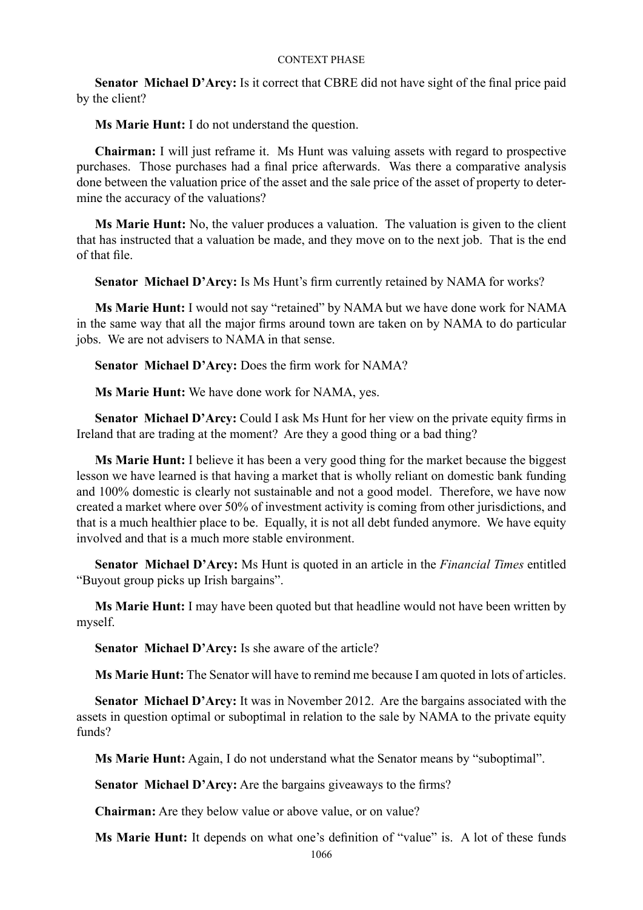**Senator Michael D'Arcy:** Is it correct that CBRE did not have sight of the final price paid by the client?

**Ms Marie Hunt:** I do not understand the question.

**Chairman:** I will just reframe it. Ms Hunt was valuing assets with regard to prospective purchases. Those purchases had a final price afterwards. Was there a comparative analysis done between the valuation price of the asset and the sale price of the asset of property to determine the accuracy of the valuations?

**Ms Marie Hunt:** No, the valuer produces a valuation. The valuation is given to the client that has instructed that a valuation be made, and they move on to the next job. That is the end of that file.

**Senator Michael D'Arcy:** Is Ms Hunt's firm currently retained by NAMA for works?

**Ms Marie Hunt:** I would not say "retained" by NAMA but we have done work for NAMA in the same way that all the major firms around town are taken on by NAMA to do particular jobs. We are not advisers to NAMA in that sense.

**Senator Michael D'Arcy:** Does the firm work for NAMA?

**Ms Marie Hunt:** We have done work for NAMA, yes.

**Senator Michael D'Arcy:** Could I ask Ms Hunt for her view on the private equity firms in Ireland that are trading at the moment? Are they a good thing or a bad thing?

**Ms Marie Hunt:** I believe it has been a very good thing for the market because the biggest lesson we have learned is that having a market that is wholly reliant on domestic bank funding and 100% domestic is clearly not sustainable and not a good model. Therefore, we have now created a market where over 50% of investment activity is coming from other jurisdictions, and that is a much healthier place to be. Equally, it is not all debt funded anymore. We have equity involved and that is a much more stable environment.

**Senator Michael D'Arcy:** Ms Hunt is quoted in an article in the *Financial Times* entitled "Buyout group picks up Irish bargains".

**Ms Marie Hunt:** I may have been quoted but that headline would not have been written by myself.

**Senator Michael D'Arcy:** Is she aware of the article?

**Ms Marie Hunt:** The Senator will have to remind me because I am quoted in lots of articles.

**Senator Michael D'Arcy:** It was in November 2012. Are the bargains associated with the assets in question optimal or suboptimal in relation to the sale by NAMA to the private equity funds?

**Ms Marie Hunt:** Again, I do not understand what the Senator means by "suboptimal".

**Senator Michael D'Arcy:** Are the bargains giveaways to the firms?

**Chairman:** Are they below value or above value, or on value?

**Ms Marie Hunt:** It depends on what one's definition of "value" is. A lot of these funds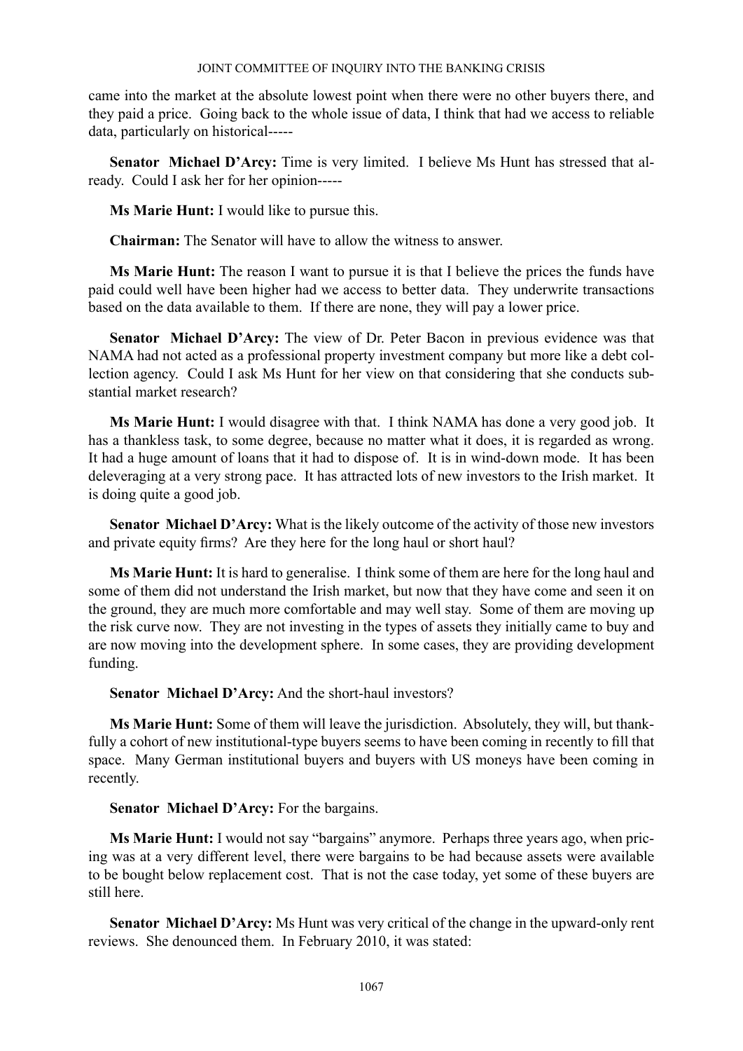came into the market at the absolute lowest point when there were no other buyers there, and they paid a price. Going back to the whole issue of data, I think that had we access to reliable data, particularly on historical-----

**Senator Michael D'Arcy:** Time is very limited. I believe Ms Hunt has stressed that already. Could I ask her for her opinion-----

**Ms Marie Hunt:** I would like to pursue this.

**Chairman:** The Senator will have to allow the witness to answer.

**Ms Marie Hunt:** The reason I want to pursue it is that I believe the prices the funds have paid could well have been higher had we access to better data. They underwrite transactions based on the data available to them. If there are none, they will pay a lower price.

**Senator Michael D'Arcy:** The view of Dr. Peter Bacon in previous evidence was that NAMA had not acted as a professional property investment company but more like a debt collection agency. Could I ask Ms Hunt for her view on that considering that she conducts substantial market research?

**Ms Marie Hunt:** I would disagree with that. I think NAMA has done a very good job. It has a thankless task, to some degree, because no matter what it does, it is regarded as wrong. It had a huge amount of loans that it had to dispose of. It is in wind-down mode. It has been deleveraging at a very strong pace. It has attracted lots of new investors to the Irish market. It is doing quite a good job.

**Senator Michael D'Arcy:** What is the likely outcome of the activity of those new investors and private equity firms? Are they here for the long haul or short haul?

**Ms Marie Hunt:** It is hard to generalise. I think some of them are here for the long haul and some of them did not understand the Irish market, but now that they have come and seen it on the ground, they are much more comfortable and may well stay. Some of them are moving up the risk curve now. They are not investing in the types of assets they initially came to buy and are now moving into the development sphere. In some cases, they are providing development funding.

**Senator Michael D'Arcy:** And the short-haul investors?

**Ms Marie Hunt:** Some of them will leave the jurisdiction. Absolutely, they will, but thankfully a cohort of new institutional-type buyers seems to have been coming in recently to fill that space. Many German institutional buyers and buyers with US moneys have been coming in recently.

**Senator Michael D'Arcy:** For the bargains.

**Ms Marie Hunt:** I would not say "bargains" anymore. Perhaps three years ago, when pricing was at a very different level, there were bargains to be had because assets were available to be bought below replacement cost. That is not the case today, yet some of these buyers are still here.

**Senator Michael D'Arcy:** Ms Hunt was very critical of the change in the upward-only rent reviews. She denounced them. In February 2010, it was stated: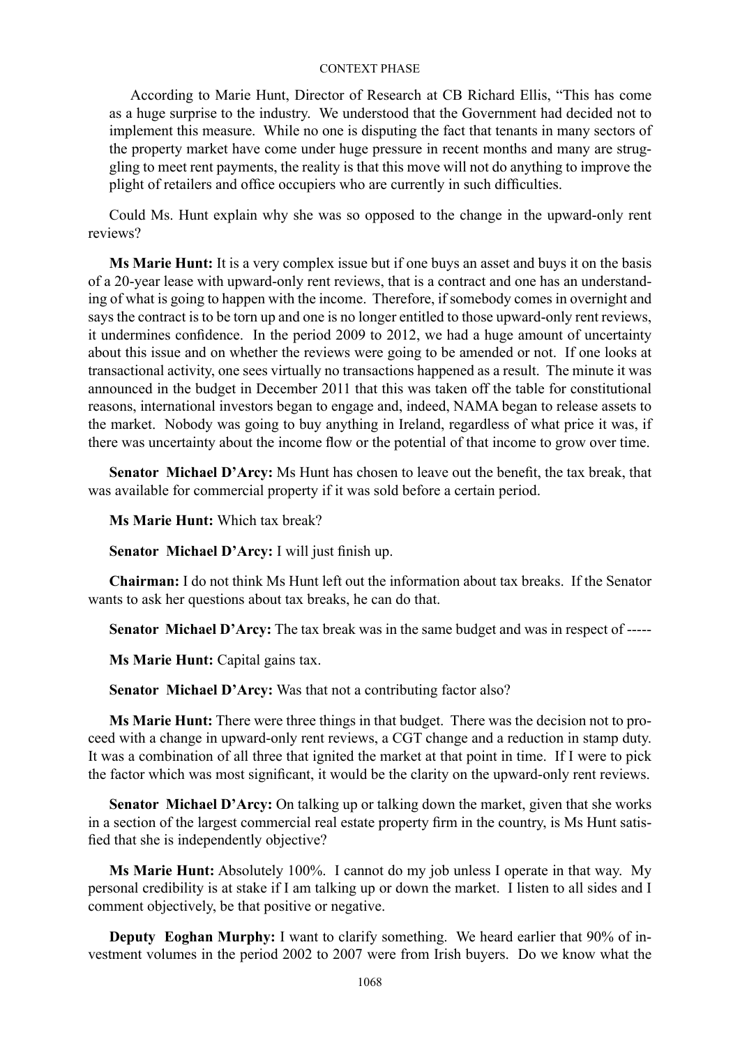According to Marie Hunt, Director of Research at CB Richard Ellis, "This has come as a huge surprise to the industry. We understood that the Government had decided not to implement this measure. While no one is disputing the fact that tenants in many sectors of the property market have come under huge pressure in recent months and many are struggling to meet rent payments, the reality is that this move will not do anything to improve the plight of retailers and office occupiers who are currently in such difficulties.

Could Ms. Hunt explain why she was so opposed to the change in the upward-only rent reviews?

**Ms Marie Hunt:** It is a very complex issue but if one buys an asset and buys it on the basis of a 20-year lease with upward-only rent reviews, that is a contract and one has an understanding of what is going to happen with the income. Therefore, if somebody comes in overnight and says the contract is to be torn up and one is no longer entitled to those upward-only rent reviews, it undermines confidence. In the period 2009 to 2012, we had a huge amount of uncertainty about this issue and on whether the reviews were going to be amended or not. If one looks at transactional activity, one sees virtually no transactions happened as a result. The minute it was announced in the budget in December 2011 that this was taken off the table for constitutional reasons, international investors began to engage and, indeed, NAMA began to release assets to the market. Nobody was going to buy anything in Ireland, regardless of what price it was, if there was uncertainty about the income flow or the potential of that income to grow over time.

**Senator Michael D'Arcy:** Ms Hunt has chosen to leave out the benefit, the tax break, that was available for commercial property if it was sold before a certain period.

**Ms Marie Hunt:** Which tax break?

**Senator Michael D'Arcy:** I will just finish up.

**Chairman:** I do not think Ms Hunt left out the information about tax breaks. If the Senator wants to ask her questions about tax breaks, he can do that.

**Senator Michael D'Arcy:** The tax break was in the same budget and was in respect of -----

**Ms Marie Hunt:** Capital gains tax.

**Senator Michael D'Arcy:** Was that not a contributing factor also?

**Ms Marie Hunt:** There were three things in that budget. There was the decision not to proceed with a change in upward-only rent reviews, a CGT change and a reduction in stamp duty. It was a combination of all three that ignited the market at that point in time. If I were to pick the factor which was most significant, it would be the clarity on the upward-only rent reviews.

**Senator Michael D'Arcy:** On talking up or talking down the market, given that she works in a section of the largest commercial real estate property firm in the country, is Ms Hunt satisfied that she is independently objective?

**Ms Marie Hunt:** Absolutely 100%. I cannot do my job unless I operate in that way. My personal credibility is at stake if I am talking up or down the market. I listen to all sides and I comment objectively, be that positive or negative.

**Deputy Eoghan Murphy:** I want to clarify something. We heard earlier that 90% of investment volumes in the period 2002 to 2007 were from Irish buyers. Do we know what the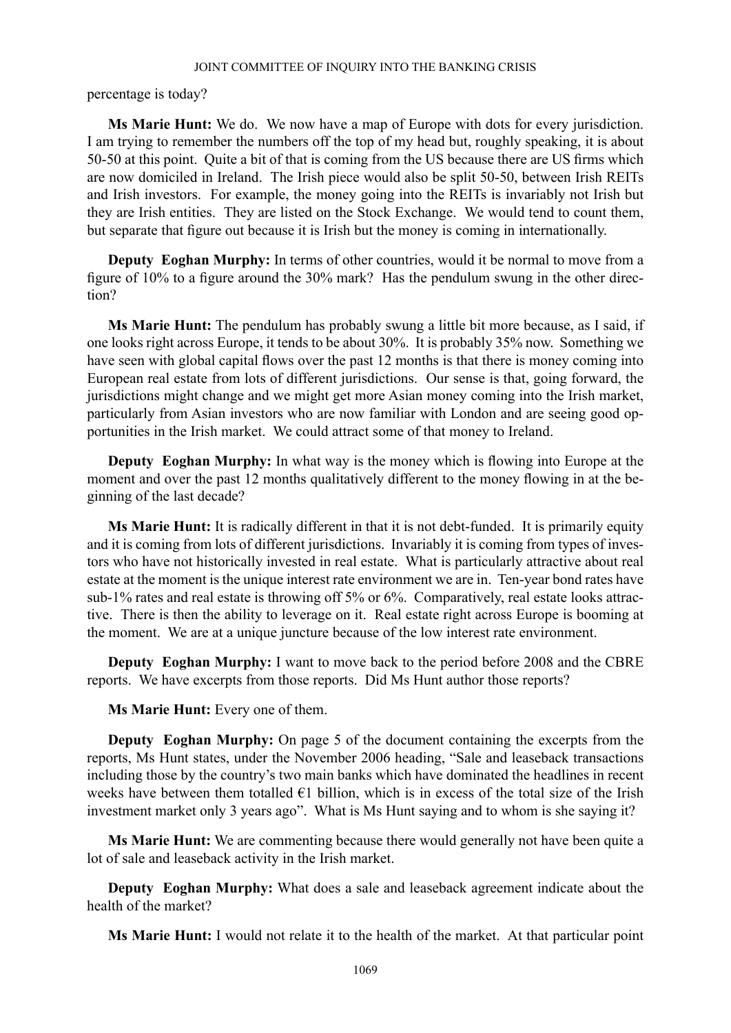percentage is today?

**Ms Marie Hunt:** We do. We now have a map of Europe with dots for every jurisdiction. I am trying to remember the numbers off the top of my head but, roughly speaking, it is about 50-50 at this point. Quite a bit of that is coming from the US because there are US firms which are now domiciled in Ireland. The Irish piece would also be split 50-50, between Irish REITs and Irish investors. For example, the money going into the REITs is invariably not Irish but they are Irish entities. They are listed on the Stock Exchange. We would tend to count them, but separate that figure out because it is Irish but the money is coming in internationally.

**Deputy Eoghan Murphy:** In terms of other countries, would it be normal to move from a figure of 10% to a figure around the 30% mark? Has the pendulum swung in the other direction?

**Ms Marie Hunt:** The pendulum has probably swung a little bit more because, as I said, if one looks right across Europe, it tends to be about 30%. It is probably 35% now. Something we have seen with global capital flows over the past 12 months is that there is money coming into European real estate from lots of different jurisdictions. Our sense is that, going forward, the jurisdictions might change and we might get more Asian money coming into the Irish market, particularly from Asian investors who are now familiar with London and are seeing good opportunities in the Irish market. We could attract some of that money to Ireland.

**Deputy Eoghan Murphy:** In what way is the money which is flowing into Europe at the moment and over the past 12 months qualitatively different to the money flowing in at the beginning of the last decade?

**Ms Marie Hunt:** It is radically different in that it is not debt-funded. It is primarily equity and it is coming from lots of different jurisdictions. Invariably it is coming from types of investors who have not historically invested in real estate. What is particularly attractive about real estate at the moment is the unique interest rate environment we are in. Ten-year bond rates have sub-1% rates and real estate is throwing off 5% or 6%. Comparatively, real estate looks attractive. There is then the ability to leverage on it. Real estate right across Europe is booming at the moment. We are at a unique juncture because of the low interest rate environment.

**Deputy Eoghan Murphy:** I want to move back to the period before 2008 and the CBRE reports. We have excerpts from those reports. Did Ms Hunt author those reports?

**Ms Marie Hunt:** Every one of them.

**Deputy Eoghan Murphy:** On page 5 of the document containing the excerpts from the reports, Ms Hunt states, under the November 2006 heading, "Sale and leaseback transactions including those by the country's two main banks which have dominated the headlines in recent weeks have between them totalled €1 billion, which is in excess of the total size of the Irish investment market only 3 years ago". What is Ms Hunt saying and to whom is she saying it?

**Ms Marie Hunt:** We are commenting because there would generally not have been quite a lot of sale and leaseback activity in the Irish market.

**Deputy Eoghan Murphy:** What does a sale and leaseback agreement indicate about the health of the market?

**Ms Marie Hunt:** I would not relate it to the health of the market. At that particular point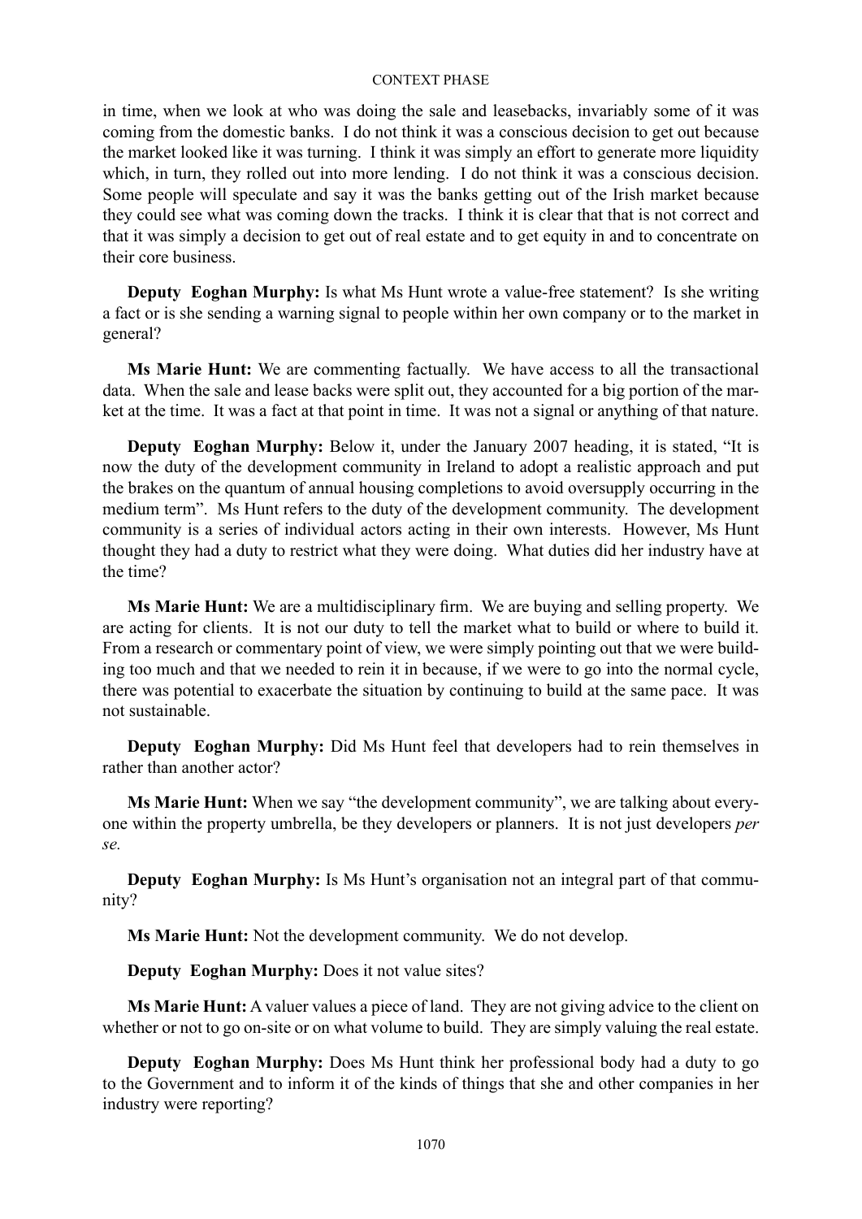in time, when we look at who was doing the sale and leasebacks, invariably some of it was coming from the domestic banks. I do not think it was a conscious decision to get out because the market looked like it was turning. I think it was simply an effort to generate more liquidity which, in turn, they rolled out into more lending. I do not think it was a conscious decision. Some people will speculate and say it was the banks getting out of the Irish market because they could see what was coming down the tracks. I think it is clear that that is not correct and that it was simply a decision to get out of real estate and to get equity in and to concentrate on their core business.

**Deputy Eoghan Murphy:** Is what Ms Hunt wrote a value-free statement? Is she writing a fact or is she sending a warning signal to people within her own company or to the market in general?

**Ms Marie Hunt:** We are commenting factually. We have access to all the transactional data. When the sale and lease backs were split out, they accounted for a big portion of the market at the time. It was a fact at that point in time. It was not a signal or anything of that nature.

**Deputy Eoghan Murphy:** Below it, under the January 2007 heading, it is stated, "It is now the duty of the development community in Ireland to adopt a realistic approach and put the brakes on the quantum of annual housing completions to avoid oversupply occurring in the medium term". Ms Hunt refers to the duty of the development community. The development community is a series of individual actors acting in their own interests. However, Ms Hunt thought they had a duty to restrict what they were doing. What duties did her industry have at the time?

**Ms Marie Hunt:** We are a multidisciplinary firm. We are buying and selling property. We are acting for clients. It is not our duty to tell the market what to build or where to build it. From a research or commentary point of view, we were simply pointing out that we were building too much and that we needed to rein it in because, if we were to go into the normal cycle, there was potential to exacerbate the situation by continuing to build at the same pace. It was not sustainable.

**Deputy Eoghan Murphy:** Did Ms Hunt feel that developers had to rein themselves in rather than another actor?

**Ms Marie Hunt:** When we say "the development community", we are talking about everyone within the property umbrella, be they developers or planners. It is not just developers *per se.*

**Deputy Eoghan Murphy:** Is Ms Hunt's organisation not an integral part of that community?

**Ms Marie Hunt:** Not the development community. We do not develop.

**Deputy Eoghan Murphy:** Does it not value sites?

**Ms Marie Hunt:** A valuer values a piece of land. They are not giving advice to the client on whether or not to go on-site or on what volume to build. They are simply valuing the real estate.

**Deputy Eoghan Murphy:** Does Ms Hunt think her professional body had a duty to go to the Government and to inform it of the kinds of things that she and other companies in her industry were reporting?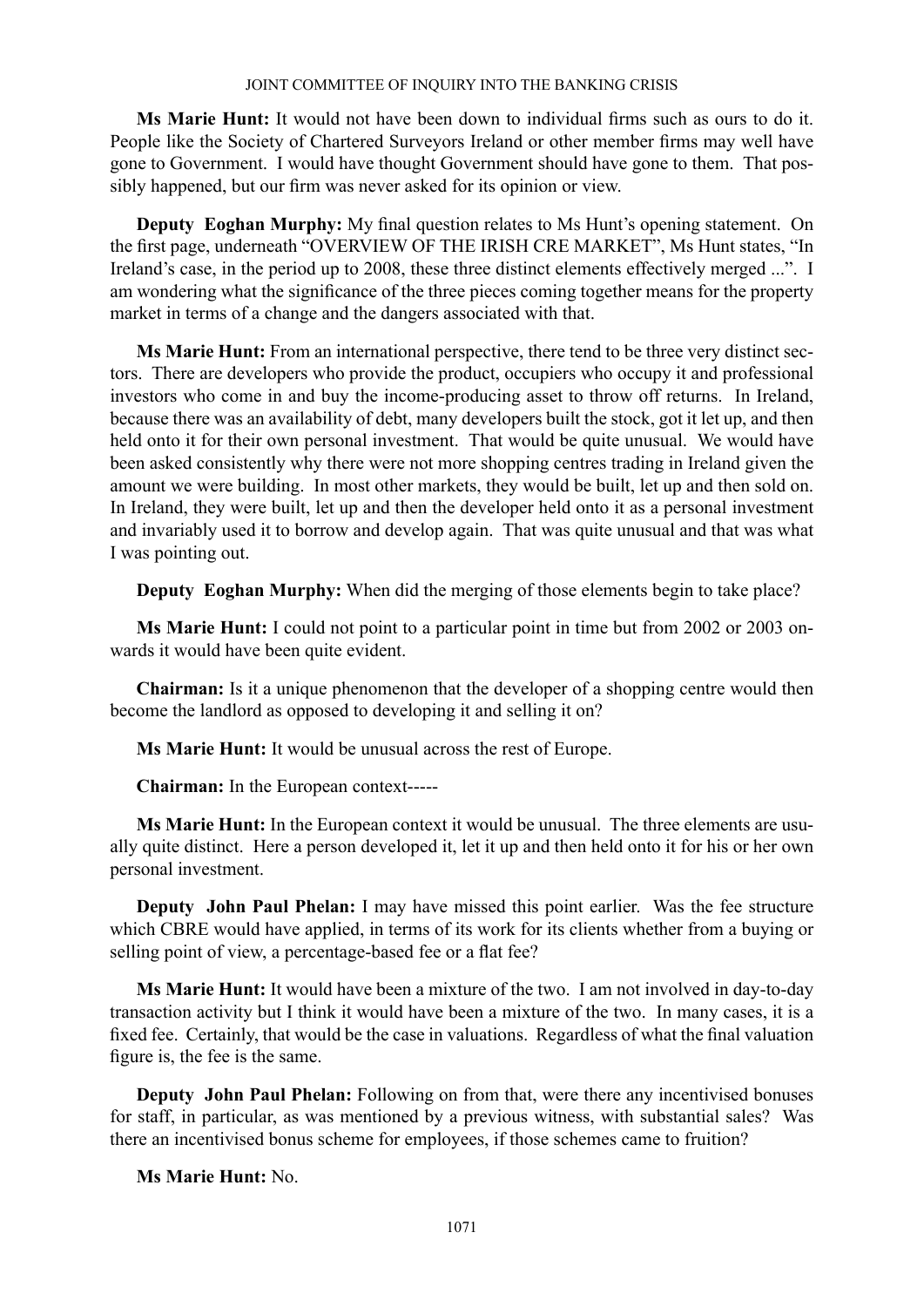**Ms Marie Hunt:** It would not have been down to individual firms such as ours to do it. People like the Society of Chartered Surveyors Ireland or other member firms may well have gone to Government. I would have thought Government should have gone to them. That possibly happened, but our firm was never asked for its opinion or view.

**Deputy Eoghan Murphy:** My final question relates to Ms Hunt's opening statement. On the first page, underneath "OVERVIEW OF THE IRISH CRE MARKET", Ms Hunt states, "In Ireland's case, in the period up to 2008, these three distinct elements effectively merged ...". I am wondering what the significance of the three pieces coming together means for the property market in terms of a change and the dangers associated with that.

**Ms Marie Hunt:** From an international perspective, there tend to be three very distinct sectors. There are developers who provide the product, occupiers who occupy it and professional investors who come in and buy the income-producing asset to throw off returns. In Ireland, because there was an availability of debt, many developers built the stock, got it let up, and then held onto it for their own personal investment. That would be quite unusual. We would have been asked consistently why there were not more shopping centres trading in Ireland given the amount we were building. In most other markets, they would be built, let up and then sold on. In Ireland, they were built, let up and then the developer held onto it as a personal investment and invariably used it to borrow and develop again. That was quite unusual and that was what I was pointing out.

**Deputy Eoghan Murphy:** When did the merging of those elements begin to take place?

**Ms Marie Hunt:** I could not point to a particular point in time but from 2002 or 2003 onwards it would have been quite evident.

**Chairman:** Is it a unique phenomenon that the developer of a shopping centre would then become the landlord as opposed to developing it and selling it on?

**Ms Marie Hunt:** It would be unusual across the rest of Europe.

**Chairman:** In the European context-----

**Ms Marie Hunt:** In the European context it would be unusual. The three elements are usually quite distinct. Here a person developed it, let it up and then held onto it for his or her own personal investment.

**Deputy John Paul Phelan:** I may have missed this point earlier. Was the fee structure which CBRE would have applied, in terms of its work for its clients whether from a buying or selling point of view, a percentage-based fee or a flat fee?

**Ms Marie Hunt:** It would have been a mixture of the two. I am not involved in day-to-day transaction activity but I think it would have been a mixture of the two. In many cases, it is a fixed fee. Certainly, that would be the case in valuations. Regardless of what the final valuation figure is, the fee is the same.

**Deputy John Paul Phelan:** Following on from that, were there any incentivised bonuses for staff, in particular, as was mentioned by a previous witness, with substantial sales? Was there an incentivised bonus scheme for employees, if those schemes came to fruition?

**Ms Marie Hunt:** No.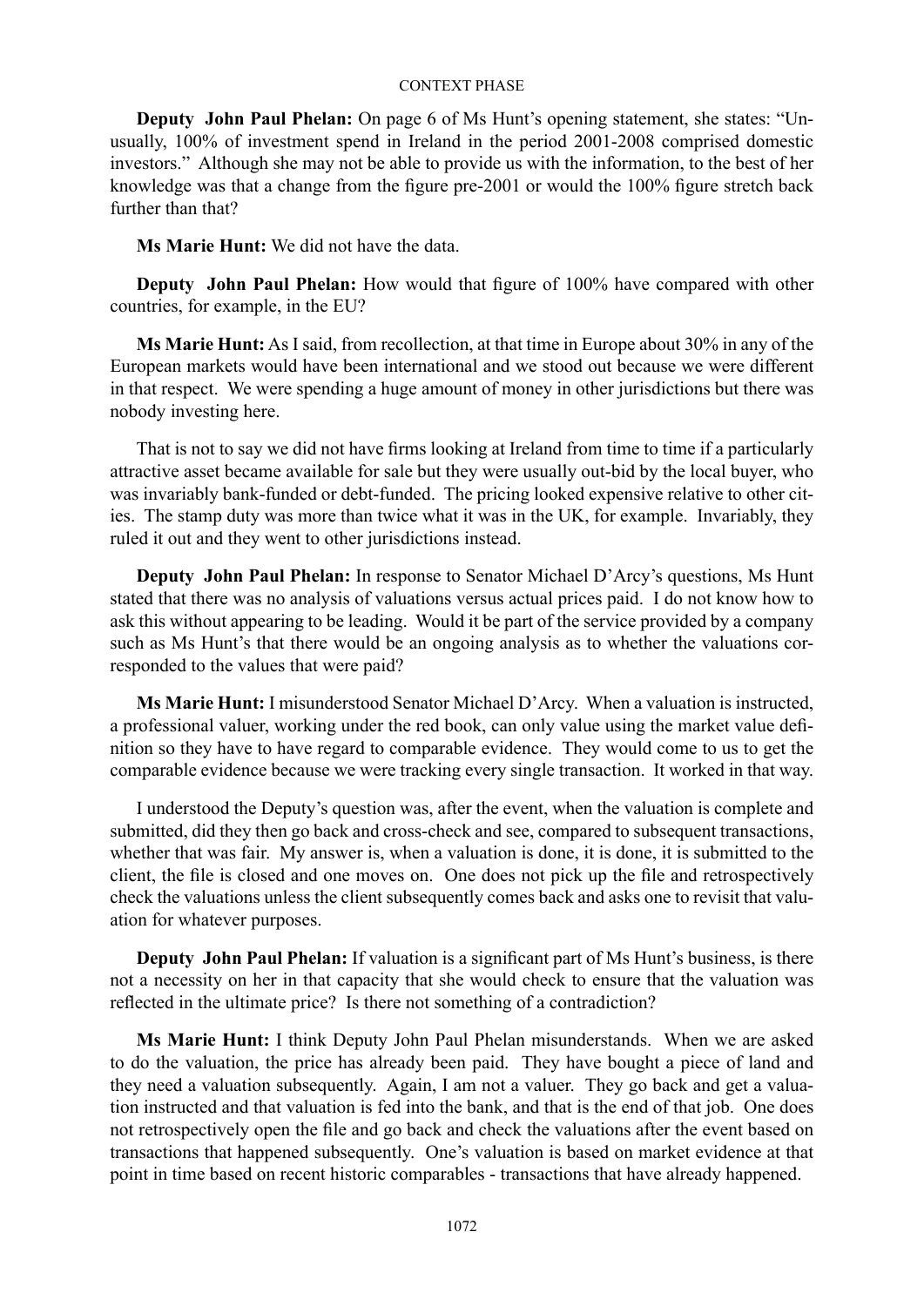**Deputy John Paul Phelan:** On page 6 of Ms Hunt's opening statement, she states: "Unusually, 100% of investment spend in Ireland in the period 2001-2008 comprised domestic investors." Although she may not be able to provide us with the information, to the best of her knowledge was that a change from the figure pre-2001 or would the 100% figure stretch back further than that?

**Ms Marie Hunt:** We did not have the data.

**Deputy John Paul Phelan:** How would that figure of 100% have compared with other countries, for example, in the EU?

**Ms Marie Hunt:** As I said, from recollection, at that time in Europe about 30% in any of the European markets would have been international and we stood out because we were different in that respect. We were spending a huge amount of money in other jurisdictions but there was nobody investing here.

That is not to say we did not have firms looking at Ireland from time to time if a particularly attractive asset became available for sale but they were usually out-bid by the local buyer, who was invariably bank-funded or debt-funded. The pricing looked expensive relative to other cities. The stamp duty was more than twice what it was in the UK, for example. Invariably, they ruled it out and they went to other jurisdictions instead.

**Deputy John Paul Phelan:** In response to Senator Michael D'Arcy's questions, Ms Hunt stated that there was no analysis of valuations versus actual prices paid. I do not know how to ask this without appearing to be leading. Would it be part of the service provided by a company such as Ms Hunt's that there would be an ongoing analysis as to whether the valuations corresponded to the values that were paid?

**Ms Marie Hunt:** I misunderstood Senator Michael D'Arcy. When a valuation is instructed, a professional valuer, working under the red book, can only value using the market value definition so they have to have regard to comparable evidence. They would come to us to get the comparable evidence because we were tracking every single transaction. It worked in that way.

I understood the Deputy's question was, after the event, when the valuation is complete and submitted, did they then go back and cross-check and see, compared to subsequent transactions, whether that was fair. My answer is, when a valuation is done, it is done, it is submitted to the client, the file is closed and one moves on. One does not pick up the file and retrospectively check the valuations unless the client subsequently comes back and asks one to revisit that valuation for whatever purposes.

**Deputy John Paul Phelan:** If valuation is a significant part of Ms Hunt's business, is there not a necessity on her in that capacity that she would check to ensure that the valuation was reflected in the ultimate price? Is there not something of a contradiction?

**Ms Marie Hunt:** I think Deputy John Paul Phelan misunderstands. When we are asked to do the valuation, the price has already been paid. They have bought a piece of land and they need a valuation subsequently. Again, I am not a valuer. They go back and get a valuation instructed and that valuation is fed into the bank, and that is the end of that job. One does not retrospectively open the file and go back and check the valuations after the event based on transactions that happened subsequently. One's valuation is based on market evidence at that point in time based on recent historic comparables - transactions that have already happened.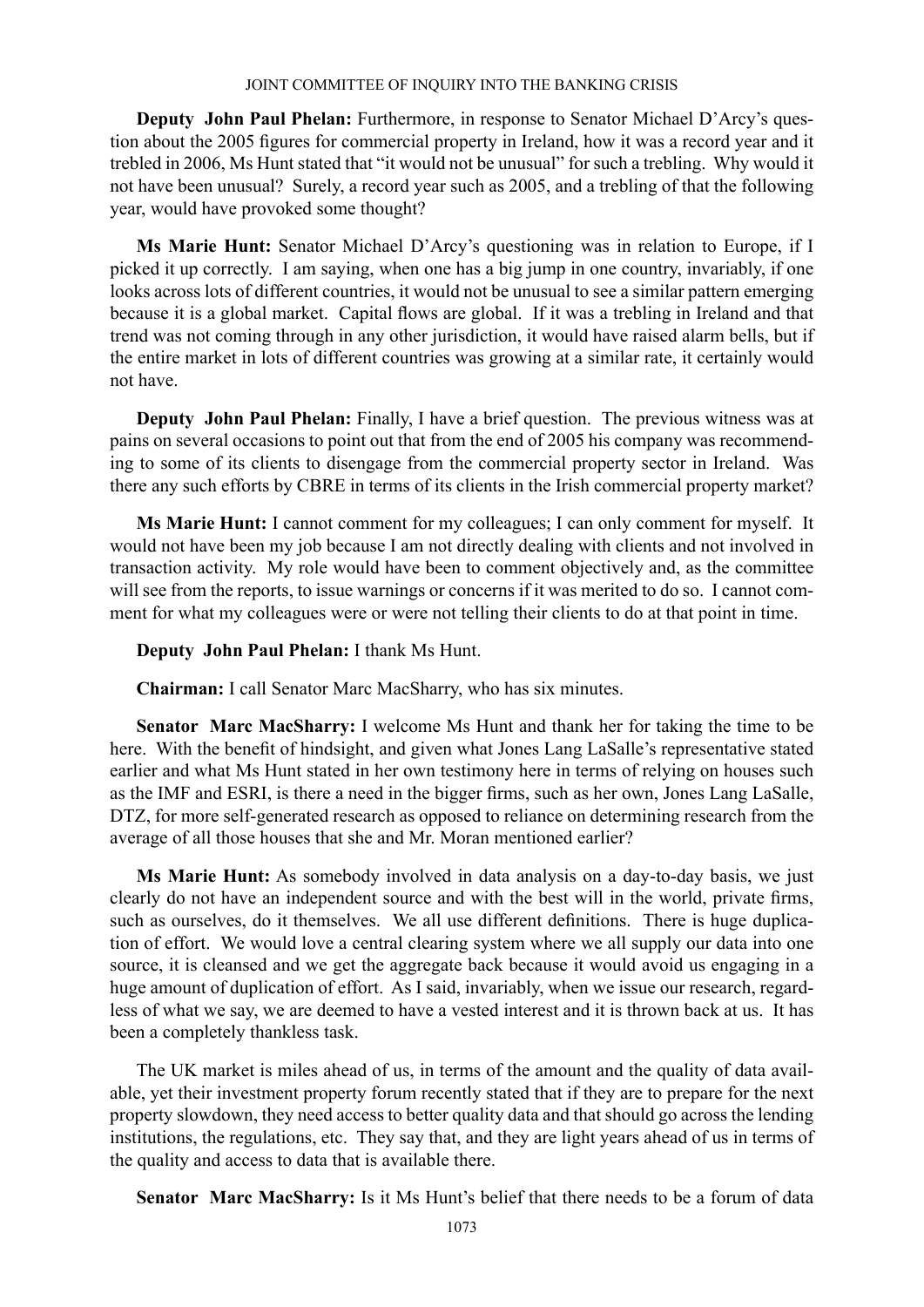**Deputy John Paul Phelan:** Furthermore, in response to Senator Michael D'Arcy's question about the 2005 figures for commercial property in Ireland, how it was a record year and it trebled in 2006, Ms Hunt stated that "it would not be unusual" for such a trebling. Why would it not have been unusual? Surely, a record year such as 2005, and a trebling of that the following year, would have provoked some thought?

**Ms Marie Hunt:** Senator Michael D'Arcy's questioning was in relation to Europe, if I picked it up correctly. I am saying, when one has a big jump in one country, invariably, if one looks across lots of different countries, it would not be unusual to see a similar pattern emerging because it is a global market. Capital flows are global. If it was a trebling in Ireland and that trend was not coming through in any other jurisdiction, it would have raised alarm bells, but if the entire market in lots of different countries was growing at a similar rate, it certainly would not have.

**Deputy John Paul Phelan:** Finally, I have a brief question. The previous witness was at pains on several occasions to point out that from the end of 2005 his company was recommending to some of its clients to disengage from the commercial property sector in Ireland. Was there any such efforts by CBRE in terms of its clients in the Irish commercial property market?

**Ms Marie Hunt:** I cannot comment for my colleagues; I can only comment for myself. It would not have been my job because I am not directly dealing with clients and not involved in transaction activity. My role would have been to comment objectively and, as the committee will see from the reports, to issue warnings or concerns if it was merited to do so. I cannot comment for what my colleagues were or were not telling their clients to do at that point in time.

**Deputy John Paul Phelan:** I thank Ms Hunt.

**Chairman:** I call Senator Marc MacSharry, who has six minutes.

**Senator Marc MacSharry:** I welcome Ms Hunt and thank her for taking the time to be here. With the benefit of hindsight, and given what Jones Lang LaSalle's representative stated earlier and what Ms Hunt stated in her own testimony here in terms of relying on houses such as the IMF and ESRI, is there a need in the bigger firms, such as her own, Jones Lang LaSalle, DTZ, for more self-generated research as opposed to reliance on determining research from the average of all those houses that she and Mr. Moran mentioned earlier?

**Ms Marie Hunt:** As somebody involved in data analysis on a day-to-day basis, we just clearly do not have an independent source and with the best will in the world, private firms, such as ourselves, do it themselves. We all use different definitions. There is huge duplication of effort. We would love a central clearing system where we all supply our data into one source, it is cleansed and we get the aggregate back because it would avoid us engaging in a huge amount of duplication of effort. As I said, invariably, when we issue our research, regardless of what we say, we are deemed to have a vested interest and it is thrown back at us. It has been a completely thankless task.

The UK market is miles ahead of us, in terms of the amount and the quality of data available, yet their investment property forum recently stated that if they are to prepare for the next property slowdown, they need access to better quality data and that should go across the lending institutions, the regulations, etc. They say that, and they are light years ahead of us in terms of the quality and access to data that is available there.

**Senator Marc MacSharry:** Is it Ms Hunt's belief that there needs to be a forum of data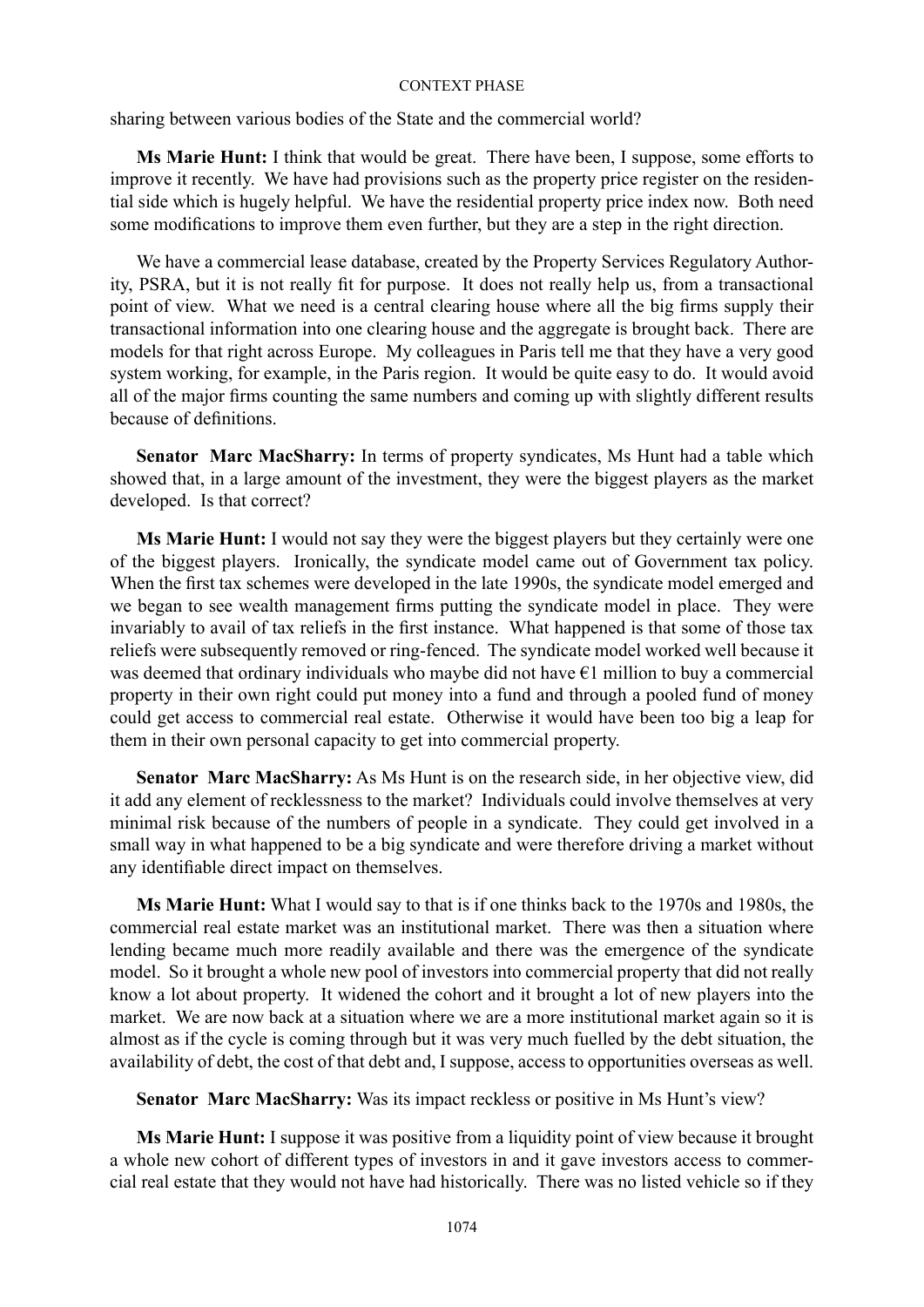sharing between various bodies of the State and the commercial world?

**Ms Marie Hunt:** I think that would be great. There have been, I suppose, some efforts to improve it recently. We have had provisions such as the property price register on the residential side which is hugely helpful. We have the residential property price index now. Both need some modifications to improve them even further, but they are a step in the right direction.

We have a commercial lease database, created by the Property Services Regulatory Authority, PSRA, but it is not really fit for purpose. It does not really help us, from a transactional point of view. What we need is a central clearing house where all the big firms supply their transactional information into one clearing house and the aggregate is brought back. There are models for that right across Europe. My colleagues in Paris tell me that they have a very good system working, for example, in the Paris region. It would be quite easy to do. It would avoid all of the major firms counting the same numbers and coming up with slightly different results because of definitions.

**Senator Marc MacSharry:** In terms of property syndicates, Ms Hunt had a table which showed that, in a large amount of the investment, they were the biggest players as the market developed. Is that correct?

**Ms Marie Hunt:** I would not say they were the biggest players but they certainly were one of the biggest players. Ironically, the syndicate model came out of Government tax policy. When the first tax schemes were developed in the late 1990s, the syndicate model emerged and we began to see wealth management firms putting the syndicate model in place. They were invariably to avail of tax reliefs in the first instance. What happened is that some of those tax reliefs were subsequently removed or ring-fenced. The syndicate model worked well because it was deemed that ordinary individuals who maybe did not have €1 million to buy a commercial property in their own right could put money into a fund and through a pooled fund of money could get access to commercial real estate. Otherwise it would have been too big a leap for them in their own personal capacity to get into commercial property.

**Senator Marc MacSharry:** As Ms Hunt is on the research side, in her objective view, did it add any element of recklessness to the market? Individuals could involve themselves at very minimal risk because of the numbers of people in a syndicate. They could get involved in a small way in what happened to be a big syndicate and were therefore driving a market without any identifiable direct impact on themselves.

**Ms Marie Hunt:** What I would say to that is if one thinks back to the 1970s and 1980s, the commercial real estate market was an institutional market. There was then a situation where lending became much more readily available and there was the emergence of the syndicate model. So it brought a whole new pool of investors into commercial property that did not really know a lot about property. It widened the cohort and it brought a lot of new players into the market. We are now back at a situation where we are a more institutional market again so it is almost as if the cycle is coming through but it was very much fuelled by the debt situation, the availability of debt, the cost of that debt and, I suppose, access to opportunities overseas as well.

**Senator Marc MacSharry:** Was its impact reckless or positive in Ms Hunt's view?

**Ms Marie Hunt:** I suppose it was positive from a liquidity point of view because it brought a whole new cohort of different types of investors in and it gave investors access to commercial real estate that they would not have had historically. There was no listed vehicle so if they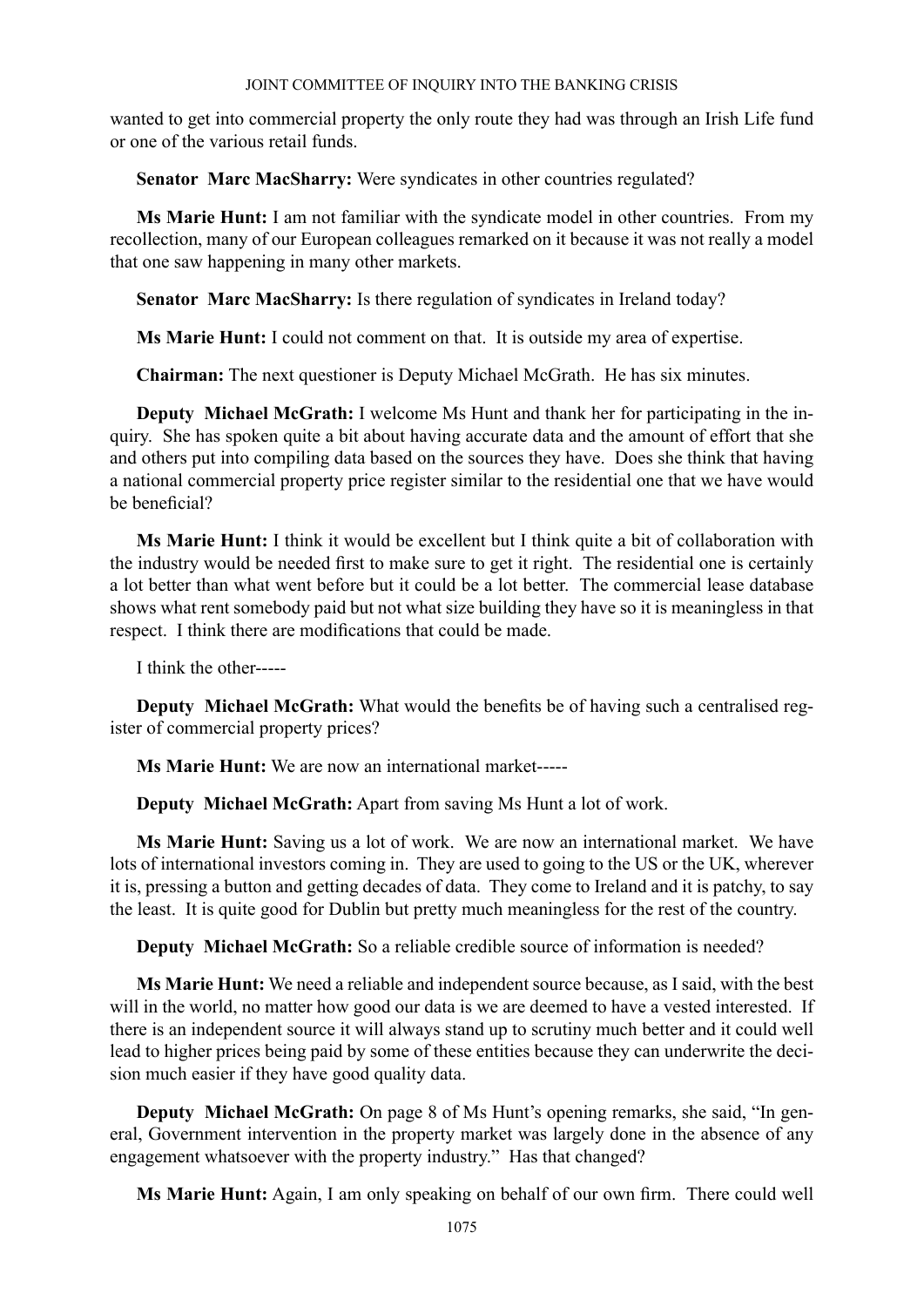wanted to get into commercial property the only route they had was through an Irish Life fund or one of the various retail funds.

**Senator Marc MacSharry:** Were syndicates in other countries regulated?

**Ms Marie Hunt:** I am not familiar with the syndicate model in other countries. From my recollection, many of our European colleagues remarked on it because it was not really a model that one saw happening in many other markets.

**Senator Marc MacSharry:** Is there regulation of syndicates in Ireland today?

**Ms Marie Hunt:** I could not comment on that. It is outside my area of expertise.

**Chairman:** The next questioner is Deputy Michael McGrath. He has six minutes.

**Deputy Michael McGrath:** I welcome Ms Hunt and thank her for participating in the inquiry. She has spoken quite a bit about having accurate data and the amount of effort that she and others put into compiling data based on the sources they have. Does she think that having a national commercial property price register similar to the residential one that we have would be beneficial?

**Ms Marie Hunt:** I think it would be excellent but I think quite a bit of collaboration with the industry would be needed first to make sure to get it right. The residential one is certainly a lot better than what went before but it could be a lot better. The commercial lease database shows what rent somebody paid but not what size building they have so it is meaningless in that respect. I think there are modifications that could be made.

I think the other-----

**Deputy Michael McGrath:** What would the benefits be of having such a centralised register of commercial property prices?

**Ms Marie Hunt:** We are now an international market-----

**Deputy Michael McGrath:** Apart from saving Ms Hunt a lot of work.

**Ms Marie Hunt:** Saving us a lot of work. We are now an international market. We have lots of international investors coming in. They are used to going to the US or the UK, wherever it is, pressing a button and getting decades of data. They come to Ireland and it is patchy, to say the least. It is quite good for Dublin but pretty much meaningless for the rest of the country.

**Deputy Michael McGrath:** So a reliable credible source of information is needed?

**Ms Marie Hunt:** We need a reliable and independent source because, as I said, with the best will in the world, no matter how good our data is we are deemed to have a vested interested. If there is an independent source it will always stand up to scrutiny much better and it could well lead to higher prices being paid by some of these entities because they can underwrite the decision much easier if they have good quality data.

**Deputy Michael McGrath:** On page 8 of Ms Hunt's opening remarks, she said, "In general, Government intervention in the property market was largely done in the absence of any engagement whatsoever with the property industry." Has that changed?

**Ms Marie Hunt:** Again, I am only speaking on behalf of our own firm. There could well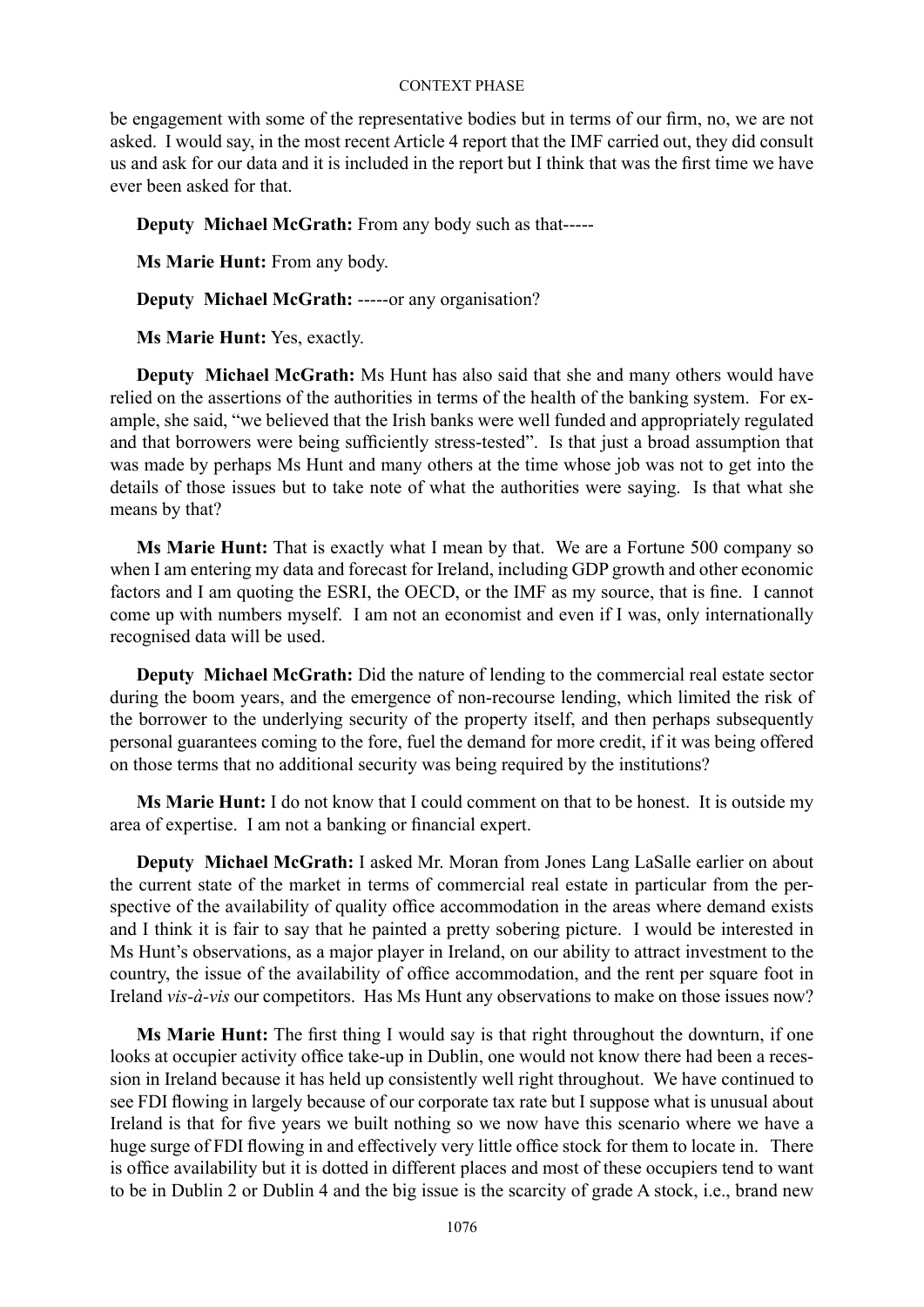be engagement with some of the representative bodies but in terms of our firm, no, we are not asked. I would say, in the most recent Article 4 report that the IMF carried out, they did consult us and ask for our data and it is included in the report but I think that was the first time we have ever been asked for that.

**Deputy Michael McGrath:** From any body such as that-----

**Ms Marie Hunt:** From any body.

**Deputy Michael McGrath:** -----or any organisation?

**Ms Marie Hunt:** Yes, exactly.

**Deputy Michael McGrath:** Ms Hunt has also said that she and many others would have relied on the assertions of the authorities in terms of the health of the banking system. For example, she said, "we believed that the Irish banks were well funded and appropriately regulated and that borrowers were being sufficiently stress-tested". Is that just a broad assumption that was made by perhaps Ms Hunt and many others at the time whose job was not to get into the details of those issues but to take note of what the authorities were saying. Is that what she means by that?

**Ms Marie Hunt:** That is exactly what I mean by that. We are a Fortune 500 company so when I am entering my data and forecast for Ireland, including GDP growth and other economic factors and I am quoting the ESRI, the OECD, or the IMF as my source, that is fine. I cannot come up with numbers myself. I am not an economist and even if I was, only internationally recognised data will be used.

**Deputy Michael McGrath:** Did the nature of lending to the commercial real estate sector during the boom years, and the emergence of non-recourse lending, which limited the risk of the borrower to the underlying security of the property itself, and then perhaps subsequently personal guarantees coming to the fore, fuel the demand for more credit, if it was being offered on those terms that no additional security was being required by the institutions?

**Ms Marie Hunt:** I do not know that I could comment on that to be honest. It is outside my area of expertise. I am not a banking or financial expert.

**Deputy Michael McGrath:** I asked Mr. Moran from Jones Lang LaSalle earlier on about the current state of the market in terms of commercial real estate in particular from the perspective of the availability of quality office accommodation in the areas where demand exists and I think it is fair to say that he painted a pretty sobering picture. I would be interested in Ms Hunt's observations, as a major player in Ireland, on our ability to attract investment to the country, the issue of the availability of office accommodation, and the rent per square foot in Ireland *vis-à-vis* our competitors. Has Ms Hunt any observations to make on those issues now?

**Ms Marie Hunt:** The first thing I would say is that right throughout the downturn, if one looks at occupier activity office take-up in Dublin, one would not know there had been a recession in Ireland because it has held up consistently well right throughout. We have continued to see FDI flowing in largely because of our corporate tax rate but I suppose what is unusual about Ireland is that for five years we built nothing so we now have this scenario where we have a huge surge of FDI flowing in and effectively very little office stock for them to locate in. There is office availability but it is dotted in different places and most of these occupiers tend to want to be in Dublin 2 or Dublin 4 and the big issue is the scarcity of grade A stock, i.e., brand new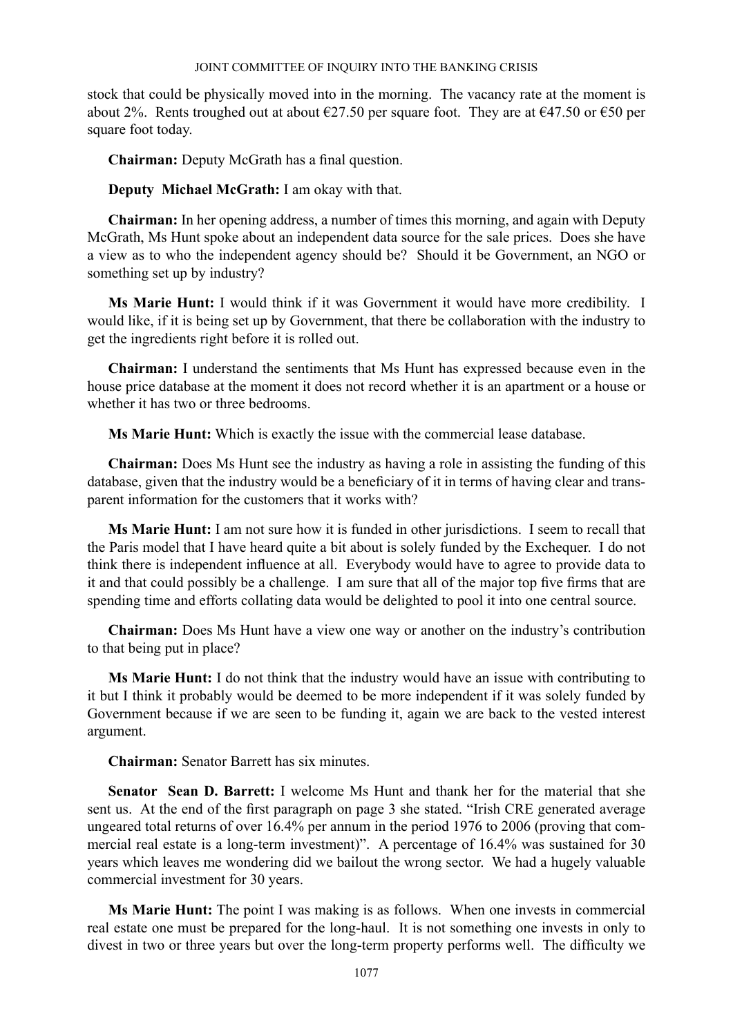stock that could be physically moved into in the morning. The vacancy rate at the moment is about 2%. Rents troughed out at about €27.50 per square foot. They are at €47.50 or €50 per square foot today.

**Chairman:** Deputy McGrath has a final question.

**Deputy Michael McGrath:** I am okay with that.

**Chairman:** In her opening address, a number of times this morning, and again with Deputy McGrath, Ms Hunt spoke about an independent data source for the sale prices. Does she have a view as to who the independent agency should be? Should it be Government, an NGO or something set up by industry?

**Ms Marie Hunt:** I would think if it was Government it would have more credibility. I would like, if it is being set up by Government, that there be collaboration with the industry to get the ingredients right before it is rolled out.

**Chairman:** I understand the sentiments that Ms Hunt has expressed because even in the house price database at the moment it does not record whether it is an apartment or a house or whether it has two or three bedrooms.

**Ms Marie Hunt:** Which is exactly the issue with the commercial lease database.

**Chairman:** Does Ms Hunt see the industry as having a role in assisting the funding of this database, given that the industry would be a beneficiary of it in terms of having clear and transparent information for the customers that it works with?

**Ms Marie Hunt:** I am not sure how it is funded in other jurisdictions. I seem to recall that the Paris model that I have heard quite a bit about is solely funded by the Exchequer. I do not think there is independent influence at all. Everybody would have to agree to provide data to it and that could possibly be a challenge. I am sure that all of the major top five firms that are spending time and efforts collating data would be delighted to pool it into one central source.

**Chairman:** Does Ms Hunt have a view one way or another on the industry's contribution to that being put in place?

**Ms Marie Hunt:** I do not think that the industry would have an issue with contributing to it but I think it probably would be deemed to be more independent if it was solely funded by Government because if we are seen to be funding it, again we are back to the vested interest argument.

**Chairman:** Senator Barrett has six minutes.

**Senator Sean D. Barrett:** I welcome Ms Hunt and thank her for the material that she sent us. At the end of the first paragraph on page 3 she stated. "Irish CRE generated average ungeared total returns of over 16.4% per annum in the period 1976 to 2006 (proving that commercial real estate is a long-term investment)". A percentage of 16.4% was sustained for 30 years which leaves me wondering did we bailout the wrong sector. We had a hugely valuable commercial investment for 30 years.

**Ms Marie Hunt:** The point I was making is as follows. When one invests in commercial real estate one must be prepared for the long-haul. It is not something one invests in only to divest in two or three years but over the long-term property performs well. The difficulty we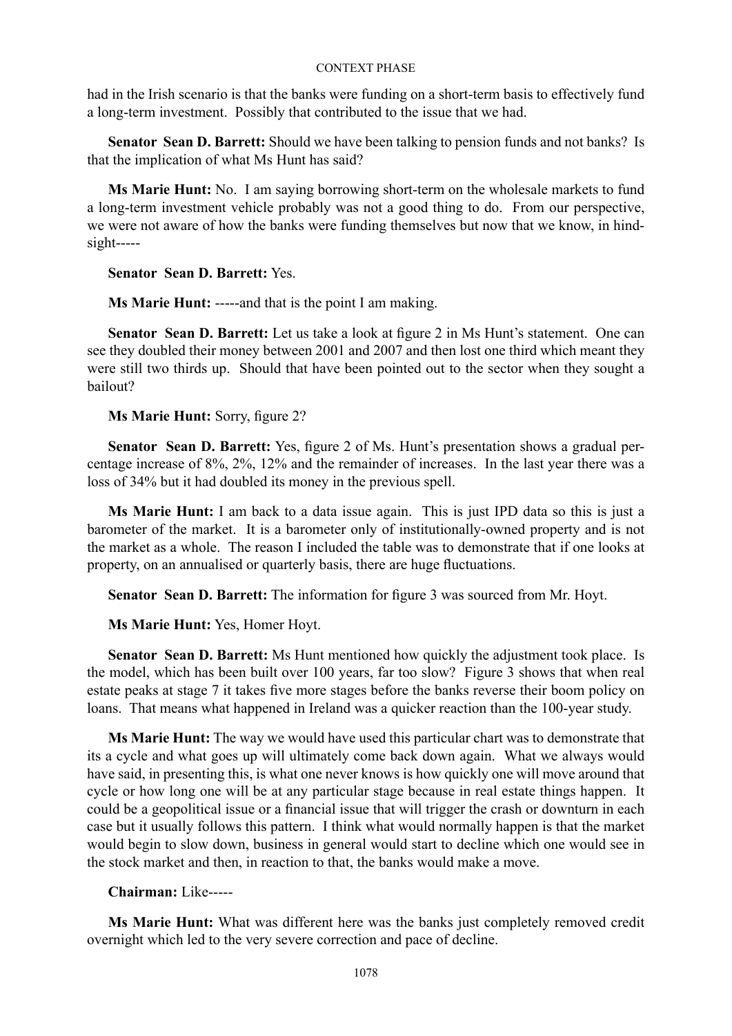had in the Irish scenario is that the banks were funding on a short-term basis to effectively fund a long-term investment. Possibly that contributed to the issue that we had.

**Senator Sean D. Barrett:** Should we have been talking to pension funds and not banks? Is that the implication of what Ms Hunt has said?

**Ms Marie Hunt:** No. I am saying borrowing short-term on the wholesale markets to fund a long-term investment vehicle probably was not a good thing to do. From our perspective, we were not aware of how the banks were funding themselves but now that we know, in hindsight-----

**Senator Sean D. Barrett:** Yes.

**Ms Marie Hunt:** -----and that is the point I am making.

**Senator Sean D. Barrett:** Let us take a look at figure 2 in Ms Hunt's statement. One can see they doubled their money between 2001 and 2007 and then lost one third which meant they were still two thirds up. Should that have been pointed out to the sector when they sought a bailout?

**Ms Marie Hunt:** Sorry, figure 2?

**Senator Sean D. Barrett:** Yes, figure 2 of Ms. Hunt's presentation shows a gradual percentage increase of 8%, 2%, 12% and the remainder of increases. In the last year there was a loss of 34% but it had doubled its money in the previous spell.

**Ms Marie Hunt:** I am back to a data issue again. This is just IPD data so this is just a barometer of the market. It is a barometer only of institutionally-owned property and is not the market as a whole. The reason I included the table was to demonstrate that if one looks at property, on an annualised or quarterly basis, there are huge fluctuations.

**Senator Sean D. Barrett:** The information for figure 3 was sourced from Mr. Hoyt.

**Ms Marie Hunt:** Yes, Homer Hoyt.

**Senator Sean D. Barrett:** Ms Hunt mentioned how quickly the adjustment took place. Is the model, which has been built over 100 years, far too slow? Figure 3 shows that when real estate peaks at stage 7 it takes five more stages before the banks reverse their boom policy on loans. That means what happened in Ireland was a quicker reaction than the 100-year study.

**Ms Marie Hunt:** The way we would have used this particular chart was to demonstrate that its a cycle and what goes up will ultimately come back down again. What we always would have said, in presenting this, is what one never knows is how quickly one will move around that cycle or how long one will be at any particular stage because in real estate things happen. It could be a geopolitical issue or a financial issue that will trigger the crash or downturn in each case but it usually follows this pattern. I think what would normally happen is that the market would begin to slow down, business in general would start to decline which one would see in the stock market and then, in reaction to that, the banks would make a move.

**Chairman:** Like-----

**Ms Marie Hunt:** What was different here was the banks just completely removed credit overnight which led to the very severe correction and pace of decline.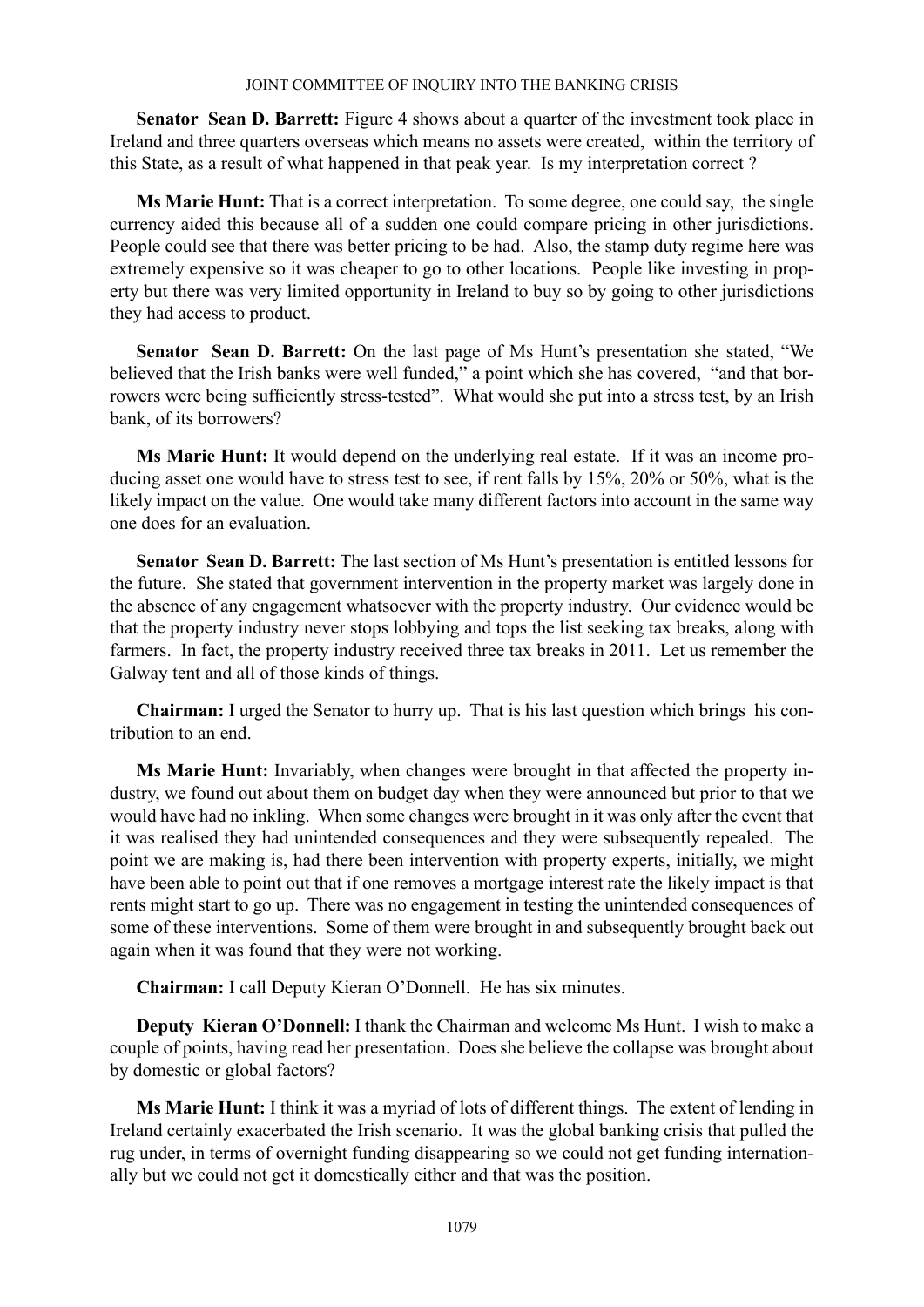**Senator Sean D. Barrett:** Figure 4 shows about a quarter of the investment took place in Ireland and three quarters overseas which means no assets were created, within the territory of this State, as a result of what happened in that peak year. Is my interpretation correct ?

**Ms Marie Hunt:** That is a correct interpretation. To some degree, one could say, the single currency aided this because all of a sudden one could compare pricing in other jurisdictions. People could see that there was better pricing to be had. Also, the stamp duty regime here was extremely expensive so it was cheaper to go to other locations. People like investing in property but there was very limited opportunity in Ireland to buy so by going to other jurisdictions they had access to product.

**Senator Sean D. Barrett:** On the last page of Ms Hunt's presentation she stated, "We believed that the Irish banks were well funded," a point which she has covered, "and that borrowers were being sufficiently stress-tested". What would she put into a stress test, by an Irish bank, of its borrowers?

**Ms Marie Hunt:** It would depend on the underlying real estate. If it was an income producing asset one would have to stress test to see, if rent falls by 15%, 20% or 50%, what is the likely impact on the value. One would take many different factors into account in the same way one does for an evaluation.

**Senator Sean D. Barrett:** The last section of Ms Hunt's presentation is entitled lessons for the future. She stated that government intervention in the property market was largely done in the absence of any engagement whatsoever with the property industry. Our evidence would be that the property industry never stops lobbying and tops the list seeking tax breaks, along with farmers. In fact, the property industry received three tax breaks in 2011. Let us remember the Galway tent and all of those kinds of things.

**Chairman:** I urged the Senator to hurry up. That is his last question which brings his contribution to an end.

**Ms Marie Hunt:** Invariably, when changes were brought in that affected the property industry, we found out about them on budget day when they were announced but prior to that we would have had no inkling. When some changes were brought in it was only after the event that it was realised they had unintended consequences and they were subsequently repealed. The point we are making is, had there been intervention with property experts, initially, we might have been able to point out that if one removes a mortgage interest rate the likely impact is that rents might start to go up. There was no engagement in testing the unintended consequences of some of these interventions. Some of them were brought in and subsequently brought back out again when it was found that they were not working.

**Chairman:** I call Deputy Kieran O'Donnell. He has six minutes.

**Deputy Kieran O'Donnell:** I thank the Chairman and welcome Ms Hunt. I wish to make a couple of points, having read her presentation. Does she believe the collapse was brought about by domestic or global factors?

**Ms Marie Hunt:** I think it was a myriad of lots of different things. The extent of lending in Ireland certainly exacerbated the Irish scenario. It was the global banking crisis that pulled the rug under, in terms of overnight funding disappearing so we could not get funding internationally but we could not get it domestically either and that was the position.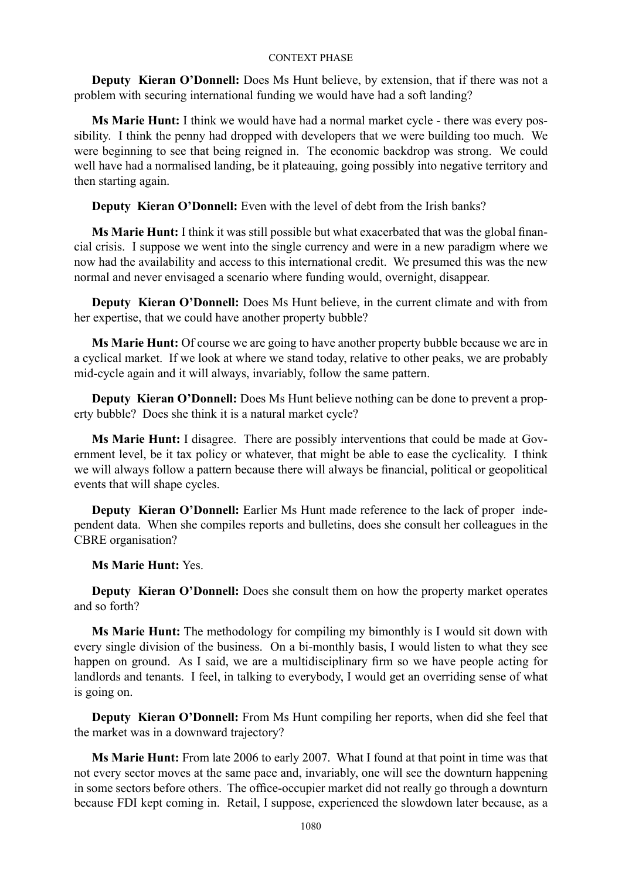**Deputy Kieran O'Donnell:** Does Ms Hunt believe, by extension, that if there was not a problem with securing international funding we would have had a soft landing?

**Ms Marie Hunt:** I think we would have had a normal market cycle - there was every possibility. I think the penny had dropped with developers that we were building too much. We were beginning to see that being reigned in. The economic backdrop was strong. We could well have had a normalised landing, be it plateauing, going possibly into negative territory and then starting again.

**Deputy Kieran O'Donnell:** Even with the level of debt from the Irish banks?

**Ms Marie Hunt:** I think it was still possible but what exacerbated that was the global financial crisis. I suppose we went into the single currency and were in a new paradigm where we now had the availability and access to this international credit. We presumed this was the new normal and never envisaged a scenario where funding would, overnight, disappear.

**Deputy Kieran O'Donnell:** Does Ms Hunt believe, in the current climate and with from her expertise, that we could have another property bubble?

**Ms Marie Hunt:** Of course we are going to have another property bubble because we are in a cyclical market. If we look at where we stand today, relative to other peaks, we are probably mid-cycle again and it will always, invariably, follow the same pattern.

**Deputy Kieran O'Donnell:** Does Ms Hunt believe nothing can be done to prevent a property bubble? Does she think it is a natural market cycle?

**Ms Marie Hunt:** I disagree. There are possibly interventions that could be made at Government level, be it tax policy or whatever, that might be able to ease the cyclicality. I think we will always follow a pattern because there will always be financial, political or geopolitical events that will shape cycles.

**Deputy Kieran O'Donnell:** Earlier Ms Hunt made reference to the lack of proper independent data. When she compiles reports and bulletins, does she consult her colleagues in the CBRE organisation?

**Ms Marie Hunt:** Yes.

**Deputy Kieran O'Donnell:** Does she consult them on how the property market operates and so forth?

**Ms Marie Hunt:** The methodology for compiling my bimonthly is I would sit down with every single division of the business. On a bi-monthly basis, I would listen to what they see happen on ground. As I said, we are a multidisciplinary firm so we have people acting for landlords and tenants. I feel, in talking to everybody, I would get an overriding sense of what is going on.

**Deputy Kieran O'Donnell:** From Ms Hunt compiling her reports, when did she feel that the market was in a downward trajectory?

**Ms Marie Hunt:** From late 2006 to early 2007. What I found at that point in time was that not every sector moves at the same pace and, invariably, one will see the downturn happening in some sectors before others. The office-occupier market did not really go through a downturn because FDI kept coming in. Retail, I suppose, experienced the slowdown later because, as a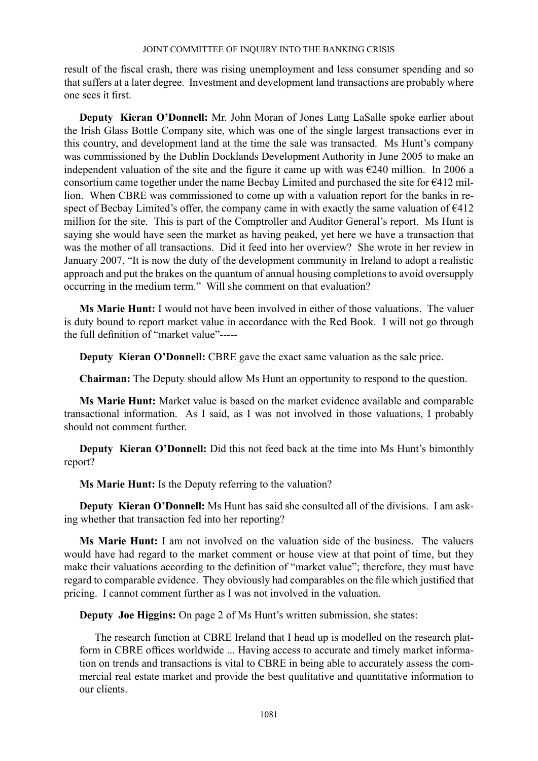result of the fiscal crash, there was rising unemployment and less consumer spending and so that suffers at a later degree. Investment and development land transactions are probably where one sees it first.

**Deputy Kieran O'Donnell:** Mr. John Moran of Jones Lang LaSalle spoke earlier about the Irish Glass Bottle Company site, which was one of the single largest transactions ever in this country, and development land at the time the sale was transacted. Ms Hunt's company was commissioned by the Dublin Docklands Development Authority in June 2005 to make an independent valuation of the site and the figure it came up with was €240 million. In 2006 a consortium came together under the name Becbay Limited and purchased the site for €412 million. When CBRE was commissioned to come up with a valuation report for the banks in respect of Becbay Limited's offer, the company came in with exactly the same valuation of €412 million for the site. This is part of the Comptroller and Auditor General's report. Ms Hunt is saying she would have seen the market as having peaked, yet here we have a transaction that was the mother of all transactions. Did it feed into her overview? She wrote in her review in January 2007, "It is now the duty of the development community in Ireland to adopt a realistic approach and put the brakes on the quantum of annual housing completions to avoid oversupply occurring in the medium term." Will she comment on that evaluation?

**Ms Marie Hunt:** I would not have been involved in either of those valuations. The valuer is duty bound to report market value in accordance with the Red Book. I will not go through the full definition of "market value"-----

**Deputy Kieran O'Donnell:** CBRE gave the exact same valuation as the sale price.

**Chairman:** The Deputy should allow Ms Hunt an opportunity to respond to the question.

**Ms Marie Hunt:** Market value is based on the market evidence available and comparable transactional information. As I said, as I was not involved in those valuations, I probably should not comment further.

**Deputy Kieran O'Donnell:** Did this not feed back at the time into Ms Hunt's bimonthly report?

**Ms Marie Hunt:** Is the Deputy referring to the valuation?

**Deputy Kieran O'Donnell:** Ms Hunt has said she consulted all of the divisions. I am asking whether that transaction fed into her reporting?

**Ms Marie Hunt:** I am not involved on the valuation side of the business. The valuers would have had regard to the market comment or house view at that point of time, but they make their valuations according to the definition of "market value"; therefore, they must have regard to comparable evidence. They obviously had comparables on the file which justified that pricing. I cannot comment further as I was not involved in the valuation.

**Deputy Joe Higgins:** On page 2 of Ms Hunt's written submission, she states:

> The research function at CBRE Ireland that I head up is modelled on the research platform in CBRE offices worldwide ... Having access to accurate and timely market information on trends and transactions is vital to CBRE in being able to accurately assess the commercial real estate market and provide the best qualitative and quantitative information to our clients.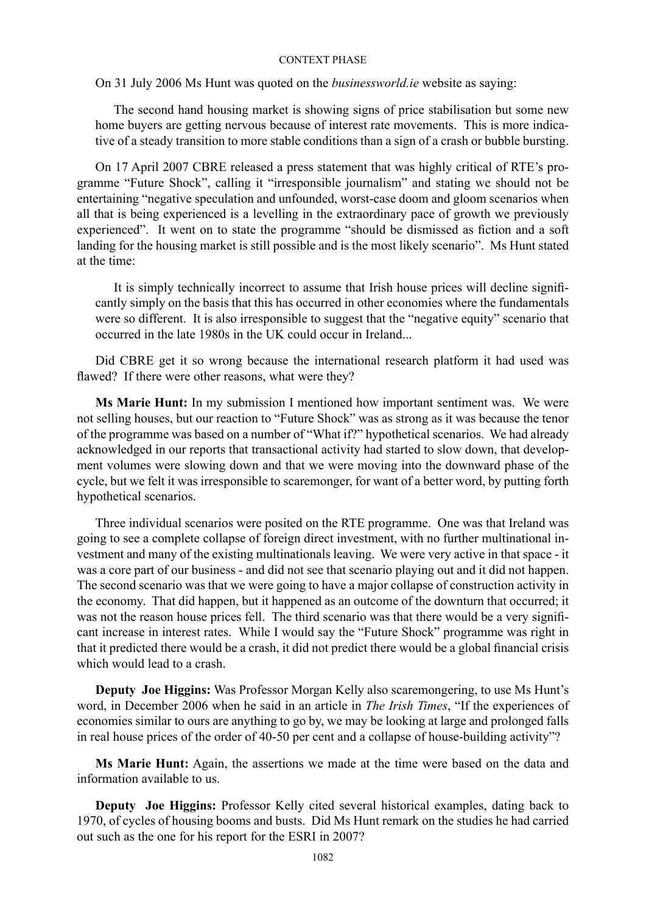On 31 July 2006 Ms Hunt was quoted on the *businessworld.ie* website as saying:

> The second hand housing market is showing signs of price stabilisation but some new home buyers are getting nervous because of interest rate movements. This is more indicative of a steady transition to more stable conditions than a sign of a crash or bubble bursting.

On 17 April 2007 CBRE released a press statement that was highly critical of RTE's programme "Future Shock", calling it "irresponsible journalism" and stating we should not be entertaining "negative speculation and unfounded, worst-case doom and gloom scenarios when all that is being experienced is a levelling in the extraordinary pace of growth we previously experienced". It went on to state the programme "should be dismissed as fiction and a soft landing for the housing market is still possible and is the most likely scenario". Ms Hunt stated at the time:

> It is simply technically incorrect to assume that Irish house prices will decline significantly simply on the basis that this has occurred in other economies where the fundamentals were so different. It is also irresponsible to suggest that the "negative equity" scenario that occurred in the late 1980s in the UK could occur in Ireland...

Did CBRE get it so wrong because the international research platform it had used was flawed? If there were other reasons, what were they?

**Ms Marie Hunt:** In my submission I mentioned how important sentiment was. We were not selling houses, but our reaction to "Future Shock" was as strong as it was because the tenor of the programme was based on a number of "What if?" hypothetical scenarios. We had already acknowledged in our reports that transactional activity had started to slow down, that development volumes were slowing down and that we were moving into the downward phase of the cycle, but we felt it was irresponsible to scaremonger, for want of a better word, by putting forth hypothetical scenarios.

Three individual scenarios were posited on the RTE programme. One was that Ireland was going to see a complete collapse of foreign direct investment, with no further multinational investment and many of the existing multinationals leaving. We were very active in that space - it was a core part of our business - and did not see that scenario playing out and it did not happen. The second scenario was that we were going to have a major collapse of construction activity in the economy. That did happen, but it happened as an outcome of the downturn that occurred; it was not the reason house prices fell. The third scenario was that there would be a very significant increase in interest rates. While I would say the "Future Shock" programme was right in that it predicted there would be a crash, it did not predict there would be a global financial crisis which would lead to a crash.

**Deputy Joe Higgins:** Was Professor Morgan Kelly also scaremongering, to use Ms Hunt's word, in December 2006 when he said in an article in *The Irish Times*, "If the experiences of economies similar to ours are anything to go by, we may be looking at large and prolonged falls in real house prices of the order of 40-50 per cent and a collapse of house-building activity"?

**Ms Marie Hunt:** Again, the assertions we made at the time were based on the data and information available to us.

**Deputy Joe Higgins:** Professor Kelly cited several historical examples, dating back to 1970, of cycles of housing booms and busts. Did Ms Hunt remark on the studies he had carried out such as the one for his report for the ESRI in 2007?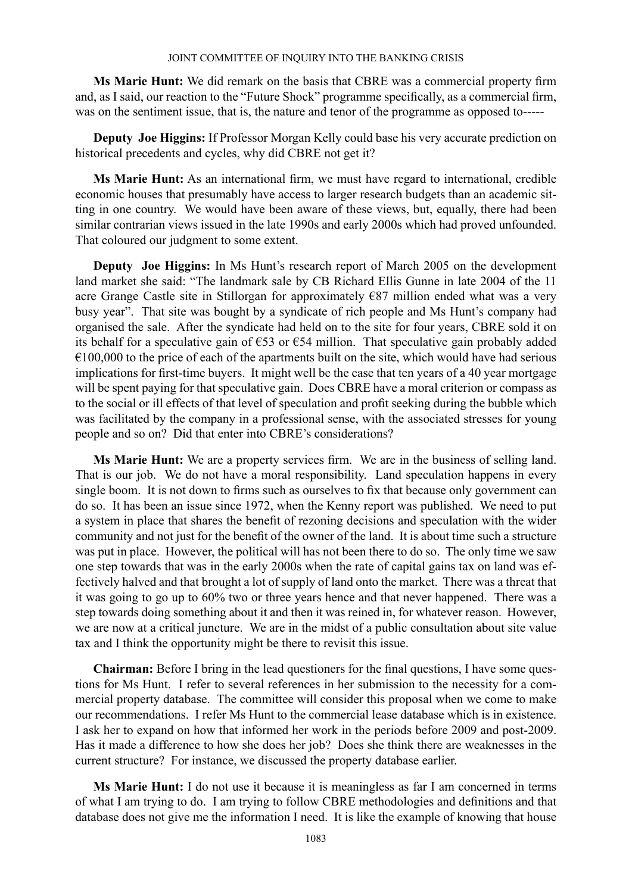**Ms Marie Hunt:** We did remark on the basis that CBRE was a commercial property firm and, as I said, our reaction to the "Future Shock" programme specifically, as a commercial firm, was on the sentiment issue, that is, the nature and tenor of the programme as opposed to-----

**Deputy Joe Higgins:** If Professor Morgan Kelly could base his very accurate prediction on historical precedents and cycles, why did CBRE not get it?

**Ms Marie Hunt:** As an international firm, we must have regard to international, credible economic houses that presumably have access to larger research budgets than an academic sitting in one country. We would have been aware of these views, but, equally, there had been similar contrarian views issued in the late 1990s and early 2000s which had proved unfounded. That coloured our judgment to some extent.

**Deputy Joe Higgins:** In Ms Hunt's research report of March 2005 on the development land market she said: "The landmark sale by CB Richard Ellis Gunne in late 2004 of the 11 acre Grange Castle site in Stillorgan for approximately €87 million ended what was a very busy year". That site was bought by a syndicate of rich people and Ms Hunt's company had organised the sale. After the syndicate had held on to the site for four years, CBRE sold it on its behalf for a speculative gain of €53 or €54 million. That speculative gain probably added €100,000 to the price of each of the apartments built on the site, which would have had serious implications for first-time buyers. It might well be the case that ten years of a 40 year mortgage will be spent paying for that speculative gain. Does CBRE have a moral criterion or compass as to the social or ill effects of that level of speculation and profit seeking during the bubble which was facilitated by the company in a professional sense, with the associated stresses for young people and so on? Did that enter into CBRE's considerations?

**Ms Marie Hunt:** We are a property services firm. We are in the business of selling land. That is our job. We do not have a moral responsibility. Land speculation happens in every single boom. It is not down to firms such as ourselves to fix that because only government can do so. It has been an issue since 1972, when the Kenny report was published. We need to put a system in place that shares the benefit of rezoning decisions and speculation with the wider community and not just for the benefit of the owner of the land. It is about time such a structure was put in place. However, the political will has not been there to do so. The only time we saw one step towards that was in the early 2000s when the rate of capital gains tax on land was effectively halved and that brought a lot of supply of land onto the market. There was a threat that it was going to go up to 60% two or three years hence and that never happened. There was a step towards doing something about it and then it was reined in, for whatever reason. However, we are now at a critical juncture. We are in the midst of a public consultation about site value tax and I think the opportunity might be there to revisit this issue.

**Chairman:** Before I bring in the lead questioners for the final questions, I have some questions for Ms Hunt. I refer to several references in her submission to the necessity for a commercial property database. The committee will consider this proposal when we come to make our recommendations. I refer Ms Hunt to the commercial lease database which is in existence. I ask her to expand on how that informed her work in the periods before 2009 and post-2009. Has it made a difference to how she does her job? Does she think there are weaknesses in the current structure? For instance, we discussed the property database earlier.

**Ms Marie Hunt:** I do not use it because it is meaningless as far I am concerned in terms of what I am trying to do. I am trying to follow CBRE methodologies and definitions and that database does not give me the information I need. It is like the example of knowing that house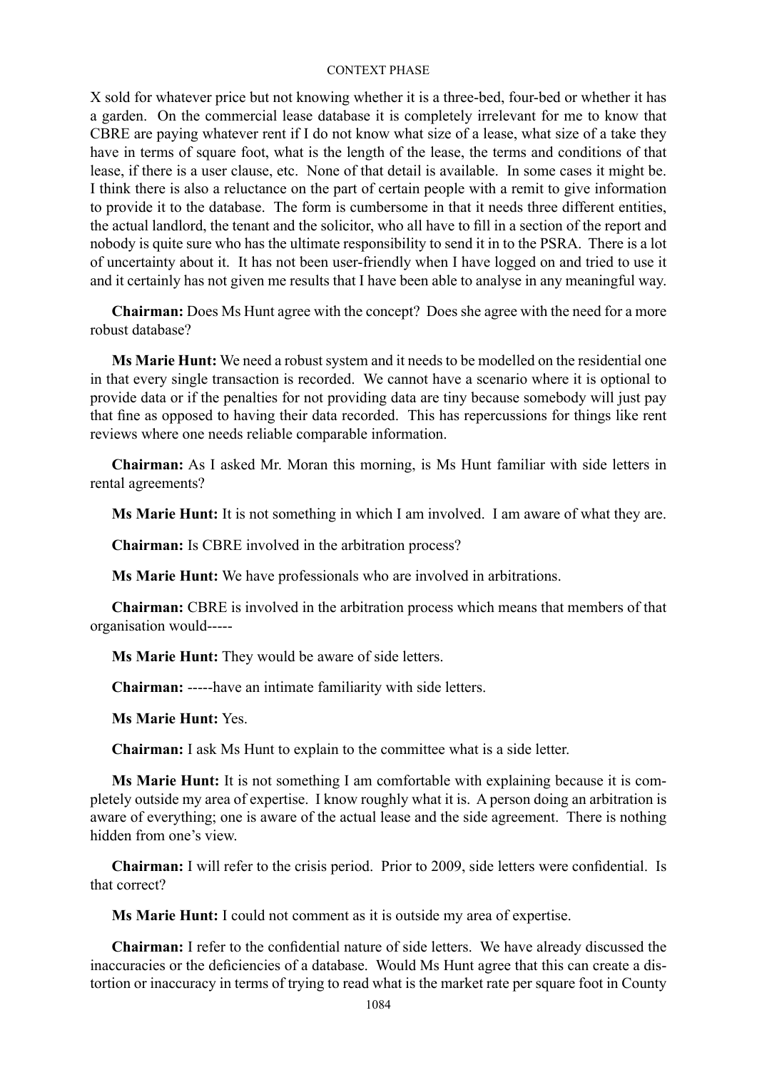X sold for whatever price but not knowing whether it is a three-bed, four-bed or whether it has a garden. On the commercial lease database it is completely irrelevant for me to know that CBRE are paying whatever rent if I do not know what size of a lease, what size of a take they have in terms of square foot, what is the length of the lease, the terms and conditions of that lease, if there is a user clause, etc. None of that detail is available. In some cases it might be. I think there is also a reluctance on the part of certain people with a remit to give information to provide it to the database. The form is cumbersome in that it needs three different entities, the actual landlord, the tenant and the solicitor, who all have to fill in a section of the report and nobody is quite sure who has the ultimate responsibility to send it in to the PSRA. There is a lot of uncertainty about it. It has not been user-friendly when I have logged on and tried to use it and it certainly has not given me results that I have been able to analyse in any meaningful way.

**Chairman:** Does Ms Hunt agree with the concept? Does she agree with the need for a more robust database?

**Ms Marie Hunt:** We need a robust system and it needs to be modelled on the residential one in that every single transaction is recorded. We cannot have a scenario where it is optional to provide data or if the penalties for not providing data are tiny because somebody will just pay that fine as opposed to having their data recorded. This has repercussions for things like rent reviews where one needs reliable comparable information.

**Chairman:** As I asked Mr. Moran this morning, is Ms Hunt familiar with side letters in rental agreements?

**Ms Marie Hunt:** It is not something in which I am involved. I am aware of what they are.

**Chairman:** Is CBRE involved in the arbitration process?

**Ms Marie Hunt:** We have professionals who are involved in arbitrations.

**Chairman:** CBRE is involved in the arbitration process which means that members of that organisation would-----

**Ms Marie Hunt:** They would be aware of side letters.

**Chairman:** -----have an intimate familiarity with side letters.

**Ms Marie Hunt:** Yes.

**Chairman:** I ask Ms Hunt to explain to the committee what is a side letter.

**Ms Marie Hunt:** It is not something I am comfortable with explaining because it is completely outside my area of expertise. I know roughly what it is. A person doing an arbitration is aware of everything; one is aware of the actual lease and the side agreement. There is nothing hidden from one's view.

**Chairman:** I will refer to the crisis period. Prior to 2009, side letters were confidential. Is that correct?

**Ms Marie Hunt:** I could not comment as it is outside my area of expertise.

**Chairman:** I refer to the confidential nature of side letters. We have already discussed the inaccuracies or the deficiencies of a database. Would Ms Hunt agree that this can create a distortion or inaccuracy in terms of trying to read what is the market rate per square foot in County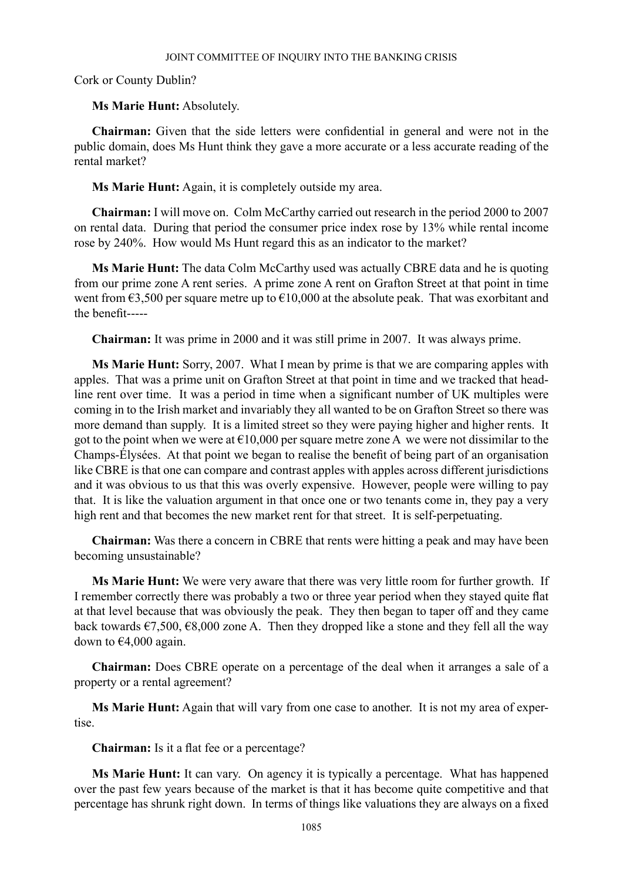Cork or County Dublin?

**Ms Marie Hunt:** Absolutely.

**Chairman:** Given that the side letters were confidential in general and were not in the public domain, does Ms Hunt think they gave a more accurate or a less accurate reading of the rental market?

**Ms Marie Hunt:** Again, it is completely outside my area.

**Chairman:** I will move on. Colm McCarthy carried out research in the period 2000 to 2007 on rental data. During that period the consumer price index rose by 13% while rental income rose by 240%. How would Ms Hunt regard this as an indicator to the market?

**Ms Marie Hunt:** The data Colm McCarthy used was actually CBRE data and he is quoting from our prime zone A rent series. A prime zone A rent on Grafton Street at that point in time went from €3,500 per square metre up to €10,000 at the absolute peak. That was exorbitant and the benefit-----

**Chairman:** It was prime in 2000 and it was still prime in 2007. It was always prime.

**Ms Marie Hunt:** Sorry, 2007. What I mean by prime is that we are comparing apples with apples. That was a prime unit on Grafton Street at that point in time and we tracked that headline rent over time. It was a period in time when a significant number of UK multiples were coming in to the Irish market and invariably they all wanted to be on Grafton Street so there was more demand than supply. It is a limited street so they were paying higher and higher rents. It got to the point when we were at €10,000 per square metre zone A we were not dissimilar to the Champs-Élysées. At that point we began to realise the benefit of being part of an organisation like CBRE is that one can compare and contrast apples with apples across different jurisdictions and it was obvious to us that this was overly expensive. However, people were willing to pay that. It is like the valuation argument in that once one or two tenants come in, they pay a very high rent and that becomes the new market rent for that street. It is self-perpetuating.

**Chairman:** Was there a concern in CBRE that rents were hitting a peak and may have been becoming unsustainable?

**Ms Marie Hunt:** We were very aware that there was very little room for further growth. If I remember correctly there was probably a two or three year period when they stayed quite flat at that level because that was obviously the peak. They then began to taper off and they came back towards €7,500, €8,000 zone A. Then they dropped like a stone and they fell all the way down to €4,000 again.

**Chairman:** Does CBRE operate on a percentage of the deal when it arranges a sale of a property or a rental agreement?

**Ms Marie Hunt:** Again that will vary from one case to another. It is not my area of expertise.

**Chairman:** Is it a flat fee or a percentage?

**Ms Marie Hunt:** It can vary. On agency it is typically a percentage. What has happened over the past few years because of the market is that it has become quite competitive and that percentage has shrunk right down. In terms of things like valuations they are always on a fixed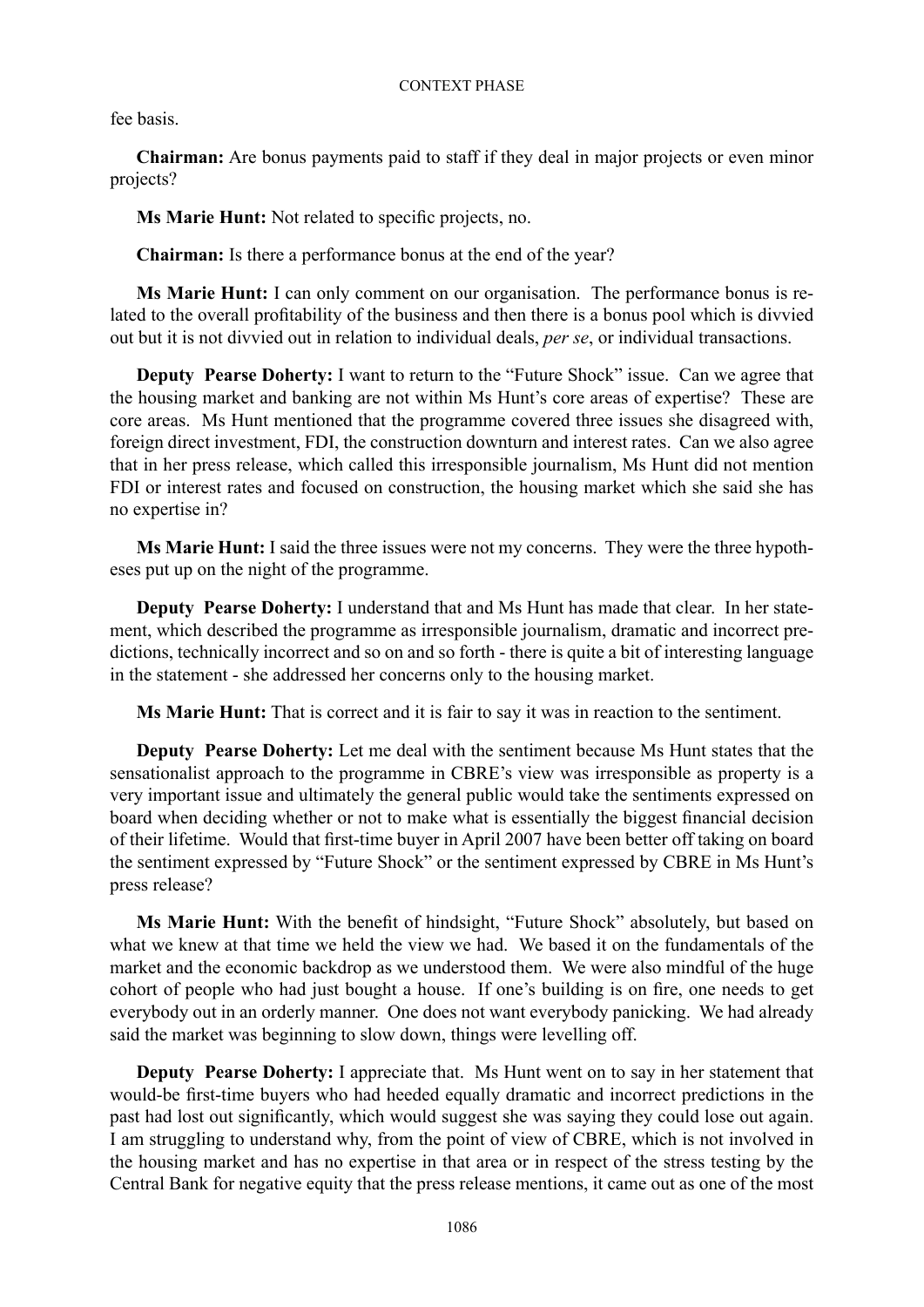fee basis.

**Chairman:** Are bonus payments paid to staff if they deal in major projects or even minor projects?

**Ms Marie Hunt:** Not related to specific projects, no.

**Chairman:** Is there a performance bonus at the end of the year?

**Ms Marie Hunt:** I can only comment on our organisation. The performance bonus is related to the overall profitability of the business and then there is a bonus pool which is divvied out but it is not divvied out in relation to individual deals, *per se*, or individual transactions.

**Deputy Pearse Doherty:** I want to return to the "Future Shock" issue. Can we agree that the housing market and banking are not within Ms Hunt's core areas of expertise? These are core areas. Ms Hunt mentioned that the programme covered three issues she disagreed with, foreign direct investment, FDI, the construction downturn and interest rates. Can we also agree that in her press release, which called this irresponsible journalism, Ms Hunt did not mention FDI or interest rates and focused on construction, the housing market which she said she has no expertise in?

**Ms Marie Hunt:** I said the three issues were not my concerns. They were the three hypotheses put up on the night of the programme.

**Deputy Pearse Doherty:** I understand that and Ms Hunt has made that clear. In her statement, which described the programme as irresponsible journalism, dramatic and incorrect predictions, technically incorrect and so on and so forth - there is quite a bit of interesting language in the statement - she addressed her concerns only to the housing market.

**Ms Marie Hunt:** That is correct and it is fair to say it was in reaction to the sentiment.

**Deputy Pearse Doherty:** Let me deal with the sentiment because Ms Hunt states that the sensationalist approach to the programme in CBRE's view was irresponsible as property is a very important issue and ultimately the general public would take the sentiments expressed on board when deciding whether or not to make what is essentially the biggest financial decision of their lifetime. Would that first-time buyer in April 2007 have been better off taking on board the sentiment expressed by "Future Shock" or the sentiment expressed by CBRE in Ms Hunt's press release?

**Ms Marie Hunt:** With the benefit of hindsight, "Future Shock" absolutely, but based on what we knew at that time we held the view we had. We based it on the fundamentals of the market and the economic backdrop as we understood them. We were also mindful of the huge cohort of people who had just bought a house. If one's building is on fire, one needs to get everybody out in an orderly manner. One does not want everybody panicking. We had already said the market was beginning to slow down, things were levelling off.

**Deputy Pearse Doherty:** I appreciate that. Ms Hunt went on to say in her statement that would-be first-time buyers who had heeded equally dramatic and incorrect predictions in the past had lost out significantly, which would suggest she was saying they could lose out again. I am struggling to understand why, from the point of view of CBRE, which is not involved in the housing market and has no expertise in that area or in respect of the stress testing by the Central Bank for negative equity that the press release mentions, it came out as one of the most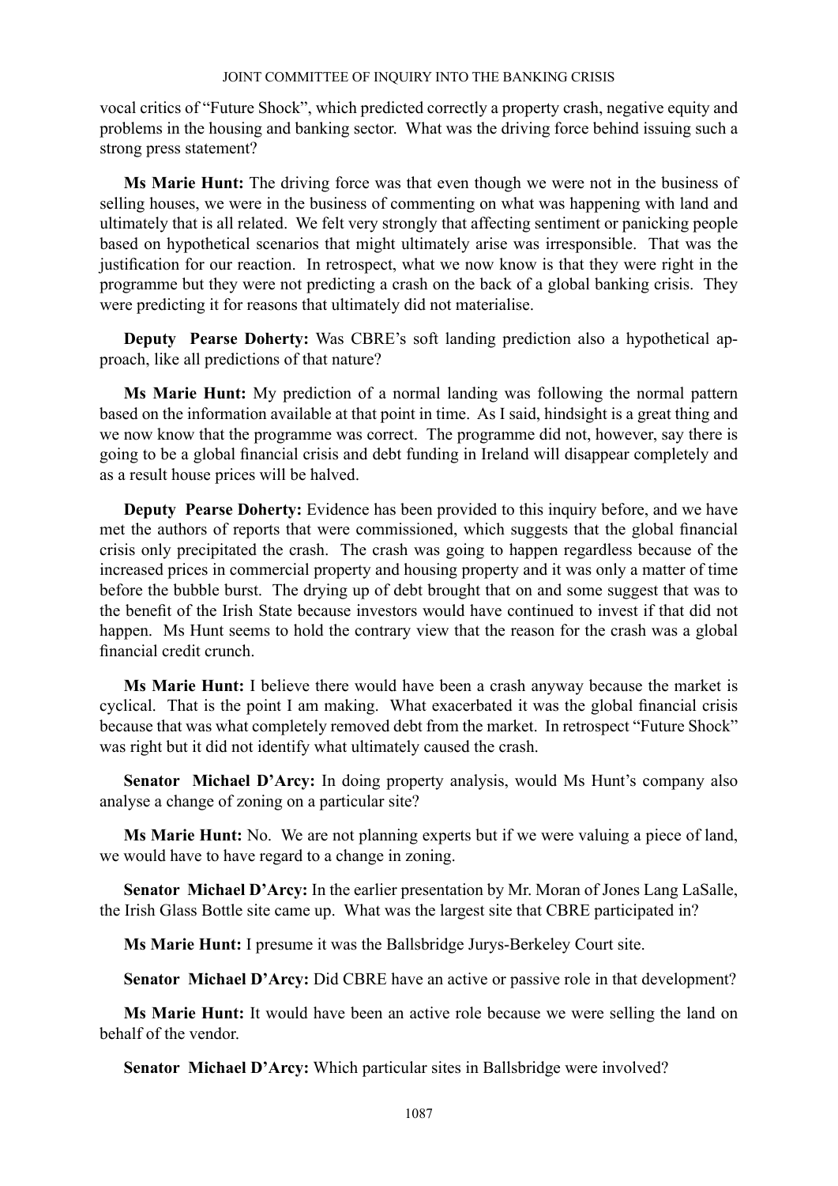vocal critics of "Future Shock", which predicted correctly a property crash, negative equity and problems in the housing and banking sector. What was the driving force behind issuing such a strong press statement?

**Ms Marie Hunt:** The driving force was that even though we were not in the business of selling houses, we were in the business of commenting on what was happening with land and ultimately that is all related. We felt very strongly that affecting sentiment or panicking people based on hypothetical scenarios that might ultimately arise was irresponsible. That was the justification for our reaction. In retrospect, what we now know is that they were right in the programme but they were not predicting a crash on the back of a global banking crisis. They were predicting it for reasons that ultimately did not materialise.

**Deputy Pearse Doherty:** Was CBRE's soft landing prediction also a hypothetical approach, like all predictions of that nature?

**Ms Marie Hunt:** My prediction of a normal landing was following the normal pattern based on the information available at that point in time. As I said, hindsight is a great thing and we now know that the programme was correct. The programme did not, however, say there is going to be a global financial crisis and debt funding in Ireland will disappear completely and as a result house prices will be halved.

**Deputy Pearse Doherty:** Evidence has been provided to this inquiry before, and we have met the authors of reports that were commissioned, which suggests that the global financial crisis only precipitated the crash. The crash was going to happen regardless because of the increased prices in commercial property and housing property and it was only a matter of time before the bubble burst. The drying up of debt brought that on and some suggest that was to the benefit of the Irish State because investors would have continued to invest if that did not happen. Ms Hunt seems to hold the contrary view that the reason for the crash was a global financial credit crunch.

**Ms Marie Hunt:** I believe there would have been a crash anyway because the market is cyclical. That is the point I am making. What exacerbated it was the global financial crisis because that was what completely removed debt from the market. In retrospect "Future Shock" was right but it did not identify what ultimately caused the crash.

**Senator Michael D'Arcy:** In doing property analysis, would Ms Hunt's company also analyse a change of zoning on a particular site?

**Ms Marie Hunt:** No. We are not planning experts but if we were valuing a piece of land, we would have to have regard to a change in zoning.

**Senator Michael D'Arcy:** In the earlier presentation by Mr. Moran of Jones Lang LaSalle, the Irish Glass Bottle site came up. What was the largest site that CBRE participated in?

**Ms Marie Hunt:** I presume it was the Ballsbridge Jurys-Berkeley Court site.

**Senator Michael D'Arcy:** Did CBRE have an active or passive role in that development?

**Ms Marie Hunt:** It would have been an active role because we were selling the land on behalf of the vendor.

**Senator Michael D'Arcy:** Which particular sites in Ballsbridge were involved?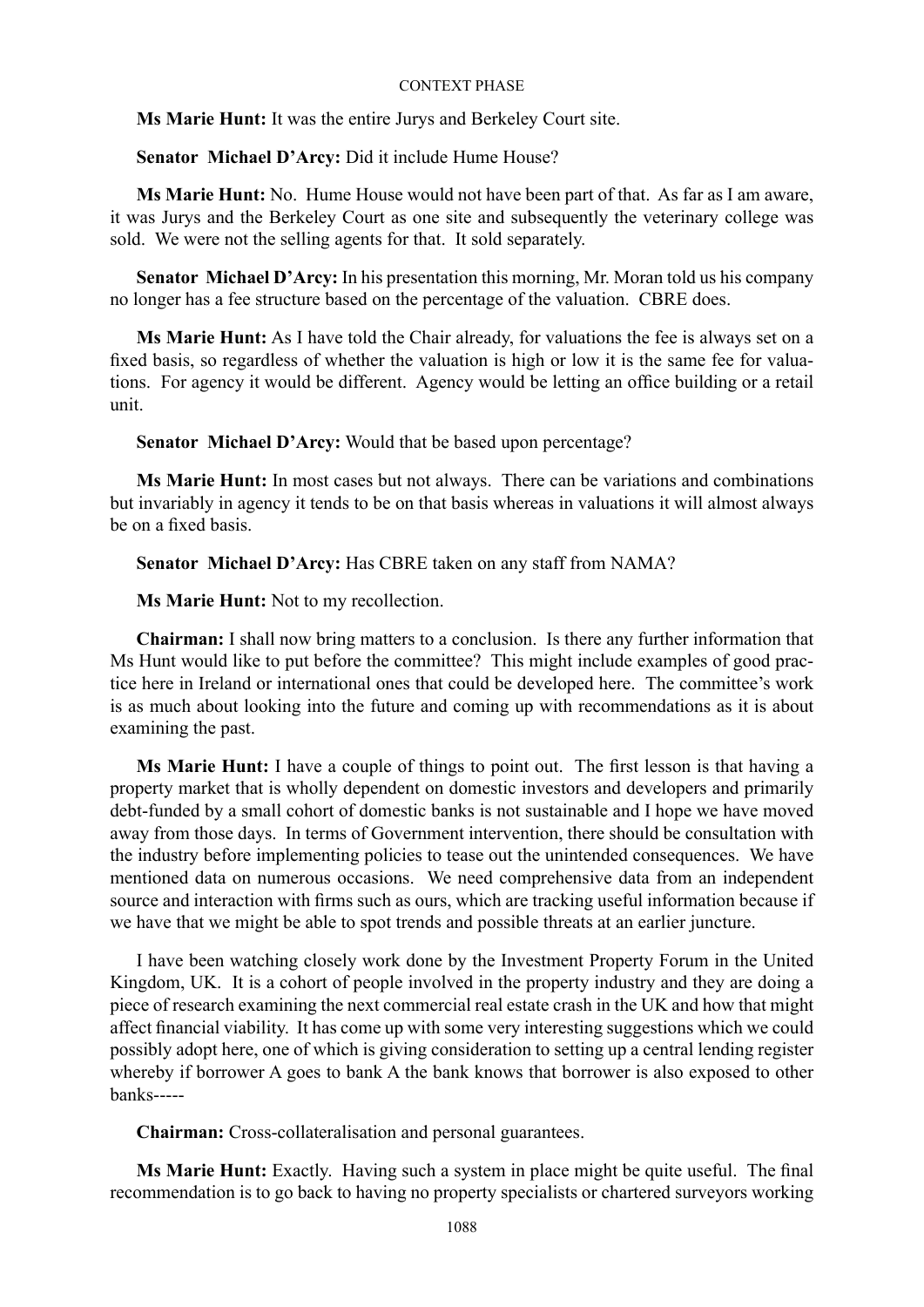**Ms Marie Hunt:** It was the entire Jurys and Berkeley Court site.

**Senator Michael D'Arcy:** Did it include Hume House?

**Ms Marie Hunt:** No. Hume House would not have been part of that. As far as I am aware, it was Jurys and the Berkeley Court as one site and subsequently the veterinary college was sold. We were not the selling agents for that. It sold separately.

**Senator Michael D'Arcy:** In his presentation this morning, Mr. Moran told us his company no longer has a fee structure based on the percentage of the valuation. CBRE does.

**Ms Marie Hunt:** As I have told the Chair already, for valuations the fee is always set on a fixed basis, so regardless of whether the valuation is high or low it is the same fee for valuations. For agency it would be different. Agency would be letting an office building or a retail unit.

**Senator Michael D'Arcy:** Would that be based upon percentage?

**Ms Marie Hunt:** In most cases but not always. There can be variations and combinations but invariably in agency it tends to be on that basis whereas in valuations it will almost always be on a fixed basis.

**Senator Michael D'Arcy:** Has CBRE taken on any staff from NAMA?

**Ms Marie Hunt:** Not to my recollection.

**Chairman:** I shall now bring matters to a conclusion. Is there any further information that Ms Hunt would like to put before the committee? This might include examples of good practice here in Ireland or international ones that could be developed here. The committee's work is as much about looking into the future and coming up with recommendations as it is about examining the past.

**Ms Marie Hunt:** I have a couple of things to point out. The first lesson is that having a property market that is wholly dependent on domestic investors and developers and primarily debt-funded by a small cohort of domestic banks is not sustainable and I hope we have moved away from those days. In terms of Government intervention, there should be consultation with the industry before implementing policies to tease out the unintended consequences. We have mentioned data on numerous occasions. We need comprehensive data from an independent source and interaction with firms such as ours, which are tracking useful information because if we have that we might be able to spot trends and possible threats at an earlier juncture.

I have been watching closely work done by the Investment Property Forum in the United Kingdom, UK. It is a cohort of people involved in the property industry and they are doing a piece of research examining the next commercial real estate crash in the UK and how that might affect financial viability. It has come up with some very interesting suggestions which we could possibly adopt here, one of which is giving consideration to setting up a central lending register whereby if borrower A goes to bank A the bank knows that borrower is also exposed to other banks-----

**Chairman:** Cross-collateralisation and personal guarantees.

**Ms Marie Hunt:** Exactly. Having such a system in place might be quite useful. The final recommendation is to go back to having no property specialists or chartered surveyors working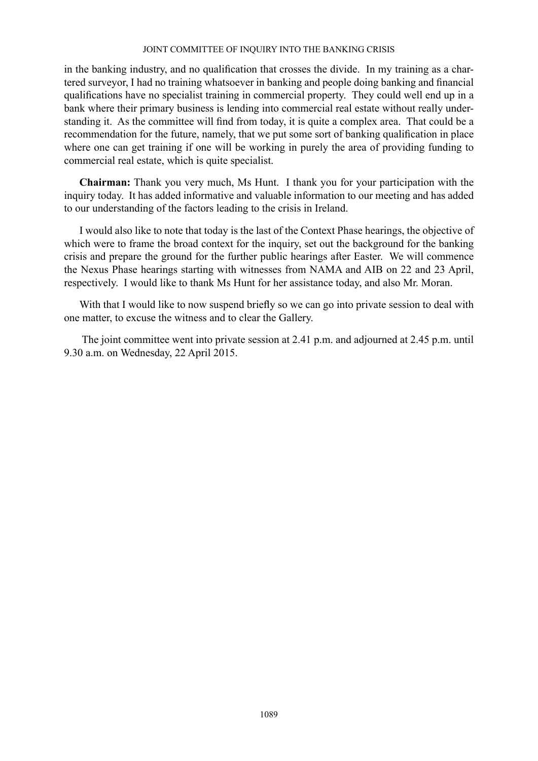in the banking industry, and no qualification that crosses the divide. In my training as a chartered surveyor, I had no training whatsoever in banking and people doing banking and financial qualifications have no specialist training in commercial property. They could well end up in a bank where their primary business is lending into commercial real estate without really understanding it. As the committee will find from today, it is quite a complex area. That could be a recommendation for the future, namely, that we put some sort of banking qualification in place where one can get training if one will be working in purely the area of providing funding to commercial real estate, which is quite specialist.

**Chairman:** Thank you very much, Ms Hunt. I thank you for your participation with the inquiry today. It has added informative and valuable information to our meeting and has added to our understanding of the factors leading to the crisis in Ireland.

I would also like to note that today is the last of the Context Phase hearings, the objective of which were to frame the broad context for the inquiry, set out the background for the banking crisis and prepare the ground for the further public hearings after Easter. We will commence the Nexus Phase hearings starting with witnesses from NAMA and AIB on 22 and 23 April, respectively. I would like to thank Ms Hunt for her assistance today, and also Mr. Moran.

With that I would like to now suspend briefly so we can go into private session to deal with one matter, to excuse the witness and to clear the Gallery.

The joint committee went into private session at 2.41 p.m. and adjourned at 2.45 p.m. until 9.30 a.m. on Wednesday, 22 April 2015.